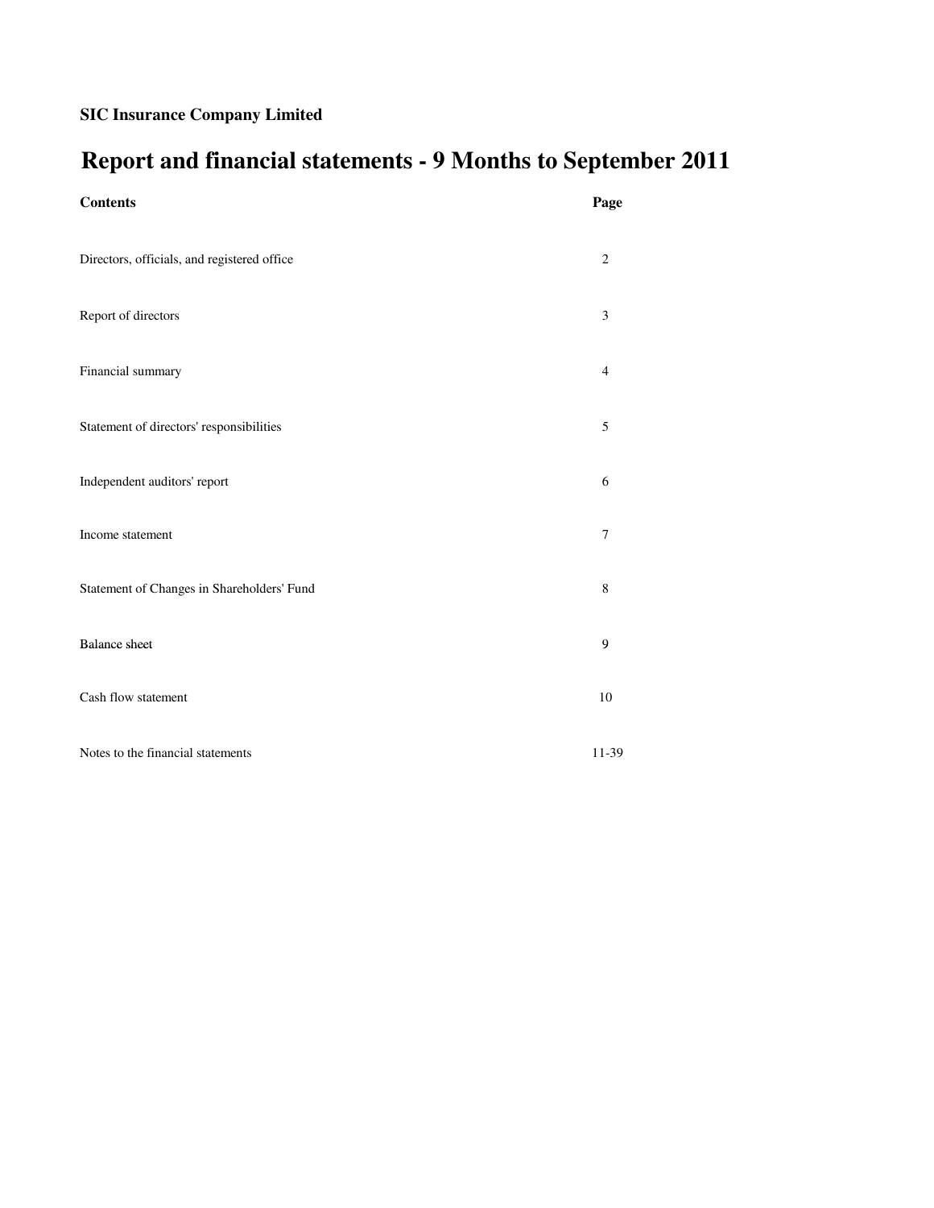**SIC Insurance Company Limited**

# Report and financial statements - 9 Months to September 2011

| Contents | Page |
|---|---|
| Directors, officials, and registered office | 2 |
| Report of directors | 3 |
| Financial summary | 4 |
| Statement of directors' responsibilities | 5 |
| Independent auditors' report | 6 |
| Income statement | 7 |
| Statement of Changes in Shareholders' Fund | 8 |
| Balance sheet | 9 |
| Cash flow statement | 10 |
| Notes to the financial statements | 11-39 |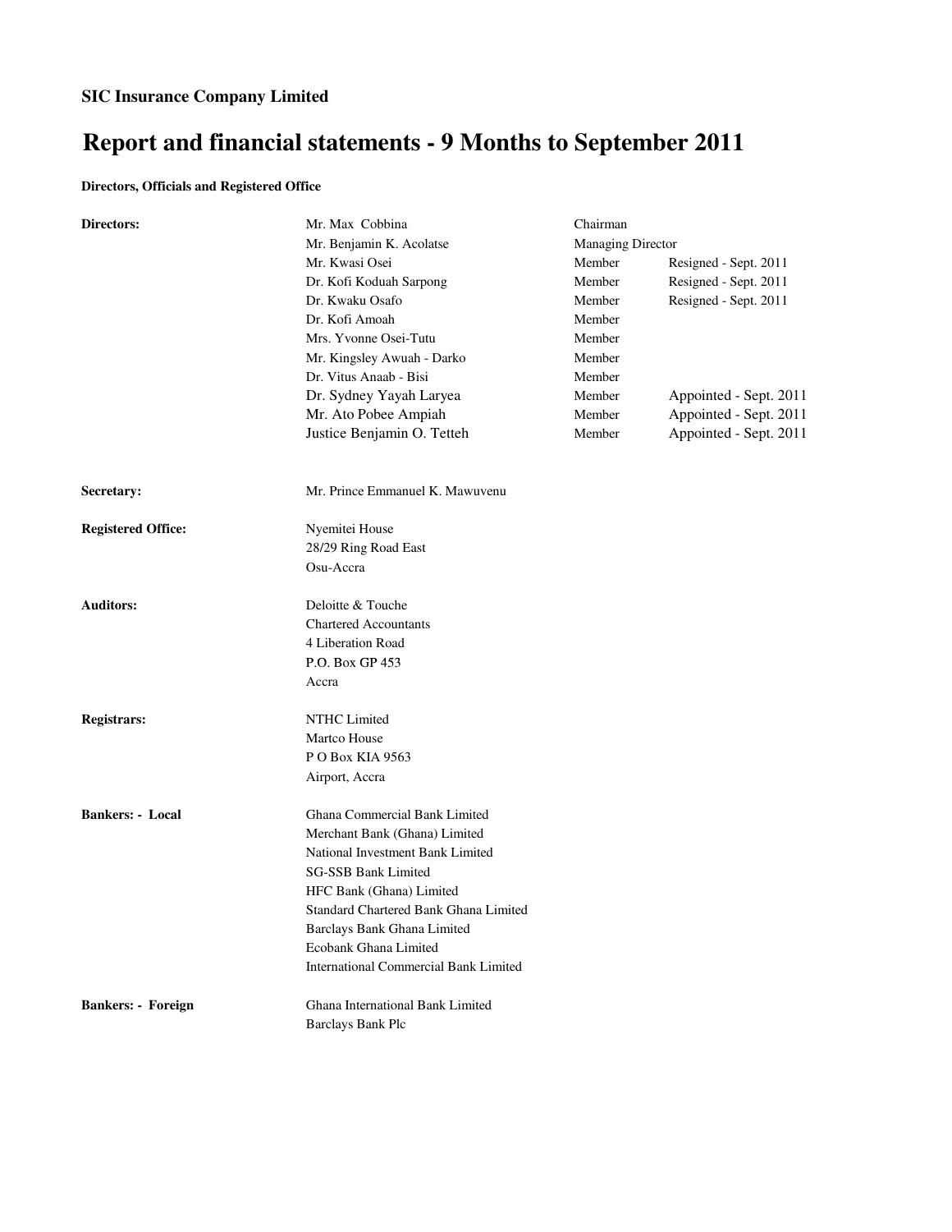**SIC Insurance Company Limited**

# Report and financial statements - 9 Months to September 2011

**Directors, Officials and Registered Office**

| | | | |
|---|---|---|---|
| **Directors:** | Mr. Max Cobbina | Chairman | |
| | Mr. Benjamin K. Acolatse | Managing Director | |
| | Mr. Kwasi Osei | Member | Resigned - Sept. 2011 |
| | Dr. Kofi Koduah Sarpong | Member | Resigned - Sept. 2011 |
| | Dr. Kwaku Osafo | Member | Resigned - Sept. 2011 |
| | Dr. Kofi Amoah | Member | |
| | Mrs. Yvonne Osei-Tutu | Member | |
| | Mr. Kingsley Awuah - Darko | Member | |
| | Dr. Vitus Anaab - Bisi | Member | |
| | Dr. Sydney Yayah Laryea | Member | Appointed - Sept. 2011 |
| | Mr. Ato Pobee Ampiah | Member | Appointed - Sept. 2011 |
| | Justice Benjamin O. Tetteh | Member | Appointed - Sept. 2011 |

**Secretary:** Mr. Prince Emmanuel K. Mawuvenu

**Registered Office:**
Nyemitei House
28/29 Ring Road East
Osu-Accra

**Auditors:**
Deloitte & Touche
Chartered Accountants
4 Liberation Road
P.O. Box GP 453
Accra

**Registrars:**
NTHC Limited
Martco House
P O Box KIA 9563
Airport, Accra

**Bankers: - Local**
Ghana Commercial Bank Limited
Merchant Bank (Ghana) Limited
National Investment Bank Limited
SG-SSB Bank Limited
HFC Bank (Ghana) Limited
Standard Chartered Bank Ghana Limited
Barclays Bank Ghana Limited
Ecobank Ghana Limited
International Commercial Bank Limited

**Bankers: - Foreign**
Ghana International Bank Limited
Barclays Bank Plc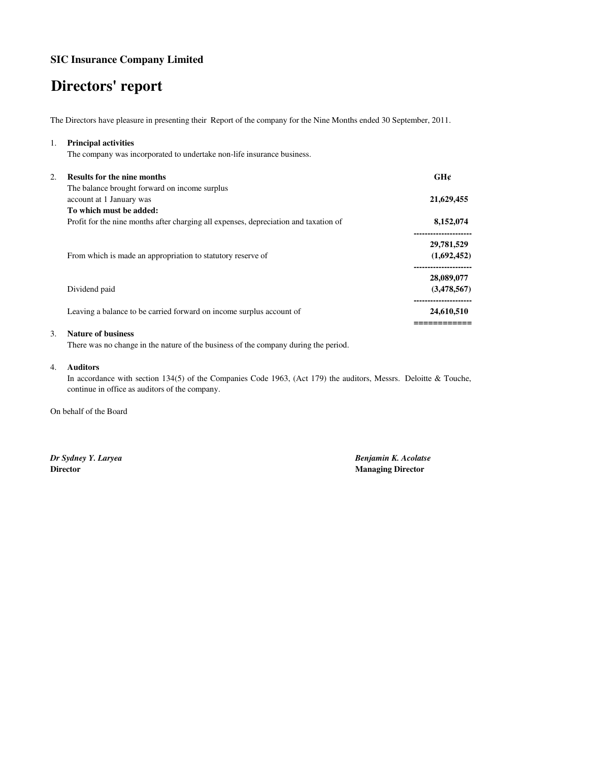**SIC Insurance Company Limited**

# Directors' report

The Directors have pleasure in presenting their Report of the company for the Nine Months ended 30 September, 2011.

1. **Principal activities**

   The company was incorporated to undertake non-life insurance business.

2. **Results for the nine months**

| | GH¢ |
|---|---|
| The balance brought forward on income surplus account at 1 January was | **21,629,455** |
| **To which must be added:** | |
| Profit for the nine months after charging all expenses, depreciation and taxation of | **8,152,074** |
| | **29,781,529** |
| From which is made an appropriation to statutory reserve of | **(1,692,452)** |
| | **28,089,077** |
| Dividend paid | **(3,478,567)** |
| Leaving a balance to be carried forward on income surplus account of | **24,610,510** |

3. **Nature of business**

   There was no change in the nature of the business of the company during the period.

4. **Auditors**

   In accordance with section 134(5) of the Companies Code 1963, (Act 179) the auditors, Messrs. Deloitte & Touche, continue in office as auditors of the company.

On behalf of the Board

***Dr Sydney Y. Laryea***
**Director**

***Benjamin K. Acolatse***
**Managing Director**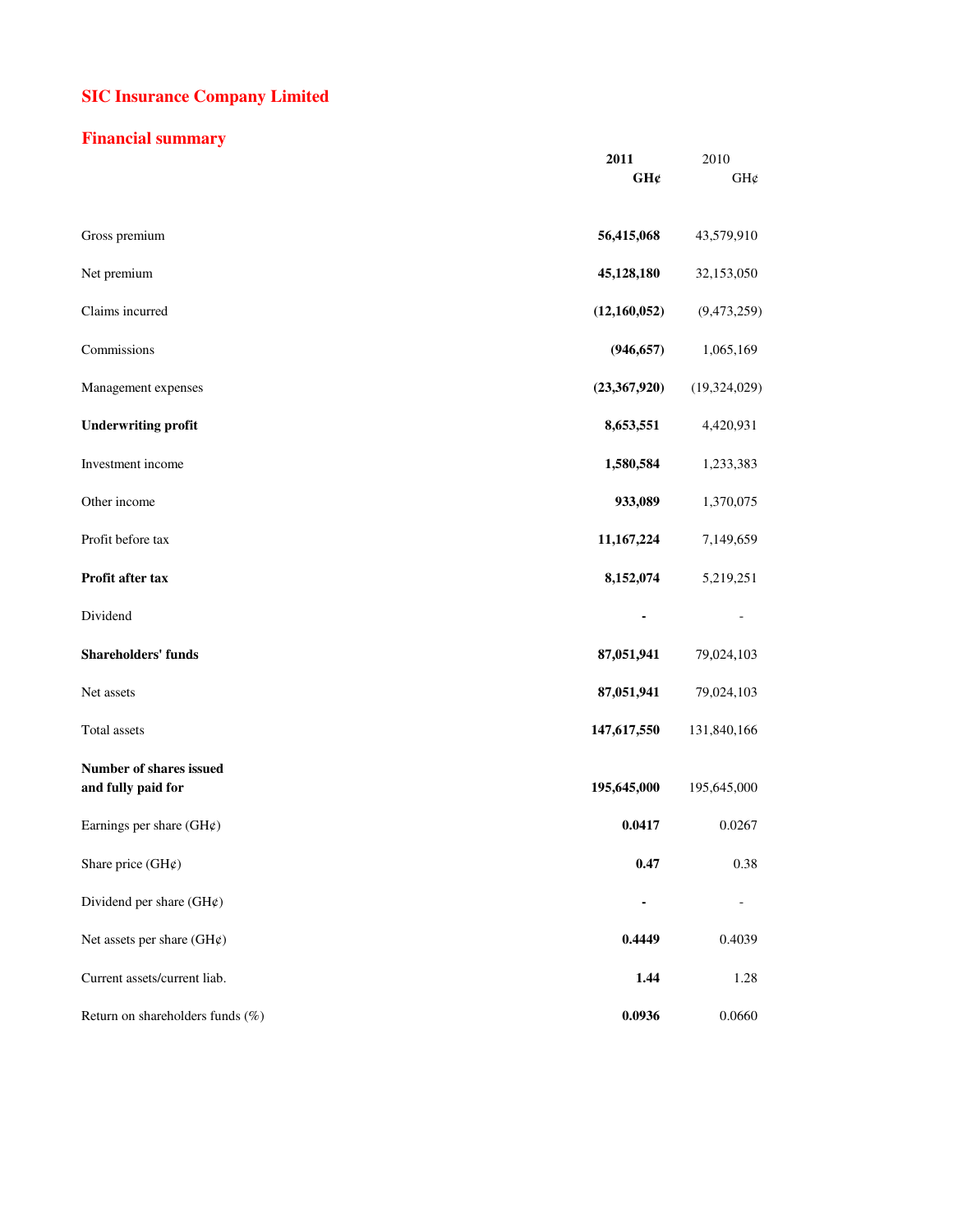# SIC Insurance Company Limited

## Financial summary

| | 2011<br>GH¢ | 2010<br>GH¢ |
|---|---|---|
| Gross premium | **56,415,068** | 43,579,910 |
| Net premium | **45,128,180** | 32,153,050 |
| Claims incurred | **(12,160,052)** | (9,473,259) |
| Commissions | **(946,657)** | 1,065,169 |
| Management expenses | **(23,367,920)** | (19,324,029) |
| **Underwriting profit** | **8,653,551** | 4,420,931 |
| Investment income | **1,580,584** | 1,233,383 |
| Other income | **933,089** | 1,370,075 |
| Profit before tax | **11,167,224** | 7,149,659 |
| **Profit after tax** | **8,152,074** | 5,219,251 |
| Dividend | **-** | - |
| **Shareholders' funds** | **87,051,941** | 79,024,103 |
| Net assets | **87,051,941** | 79,024,103 |
| Total assets | **147,617,550** | 131,840,166 |
| **Number of shares issued and fully paid for** | **195,645,000** | 195,645,000 |
| Earnings per share (GH¢) | **0.0417** | 0.0267 |
| Share price (GH¢) | **0.47** | 0.38 |
| Dividend per share (GH¢) | **-** | - |
| Net assets per share (GH¢) | **0.4449** | 0.4039 |
| Current assets/current liab. | **1.44** | 1.28 |
| Return on shareholders funds (%) | **0.0936** | 0.0660 |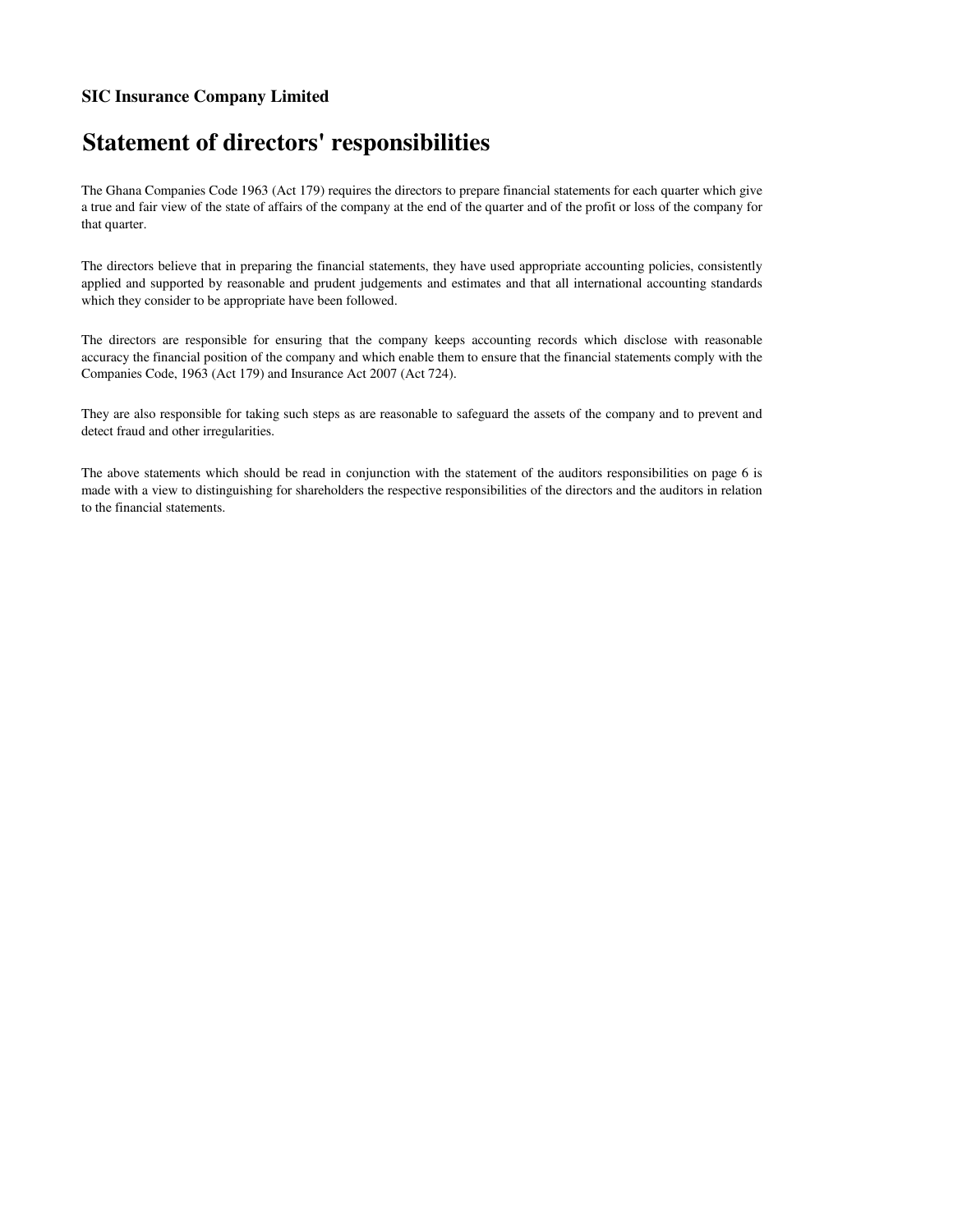**SIC Insurance Company Limited**

# Statement of directors' responsibilities

The Ghana Companies Code 1963 (Act 179) requires the directors to prepare financial statements for each quarter which give a true and fair view of the state of affairs of the company at the end of the quarter and of the profit or loss of the company for that quarter.

The directors believe that in preparing the financial statements, they have used appropriate accounting policies, consistently applied and supported by reasonable and prudent judgements and estimates and that all international accounting standards which they consider to be appropriate have been followed.

The directors are responsible for ensuring that the company keeps accounting records which disclose with reasonable accuracy the financial position of the company and which enable them to ensure that the financial statements comply with the Companies Code, 1963 (Act 179) and Insurance Act 2007 (Act 724).

They are also responsible for taking such steps as are reasonable to safeguard the assets of the company and to prevent and detect fraud and other irregularities.

The above statements which should be read in conjunction with the statement of the auditors responsibilities on page 6 is made with a view to distinguishing for shareholders the respective responsibilities of the directors and the auditors in relation to the financial statements.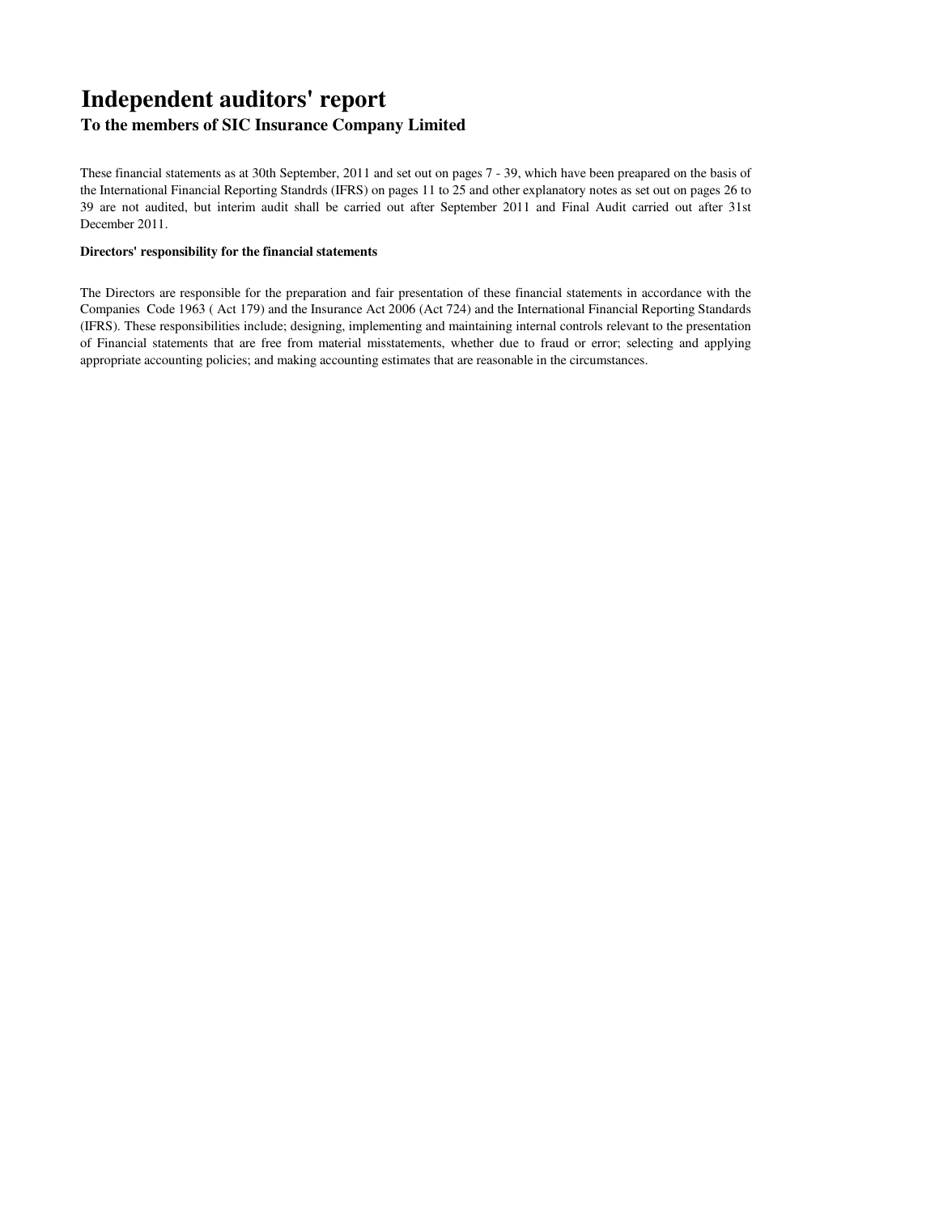# Independent auditors' report

## To the members of SIC Insurance Company Limited

These financial statements as at 30th September, 2011 and set out on pages 7 - 39, which have been preapared on the basis of the International Financial Reporting Standrds (IFRS) on pages 11 to 25 and other explanatory notes as set out on pages 26 to 39 are not audited, but interim audit shall be carried out after September 2011 and Final Audit carried out after 31st December 2011.

**Directors' responsibility for the financial statements**

The Directors are responsible for the preparation and fair presentation of these financial statements in accordance with the Companies Code 1963 ( Act 179) and the Insurance Act 2006 (Act 724) and the International Financial Reporting Standards (IFRS). These responsibilities include; designing, implementing and maintaining internal controls relevant to the presentation of Financial statements that are free from material misstatements, whether due to fraud or error; selecting and applying appropriate accounting policies; and making accounting estimates that are reasonable in the circumstances.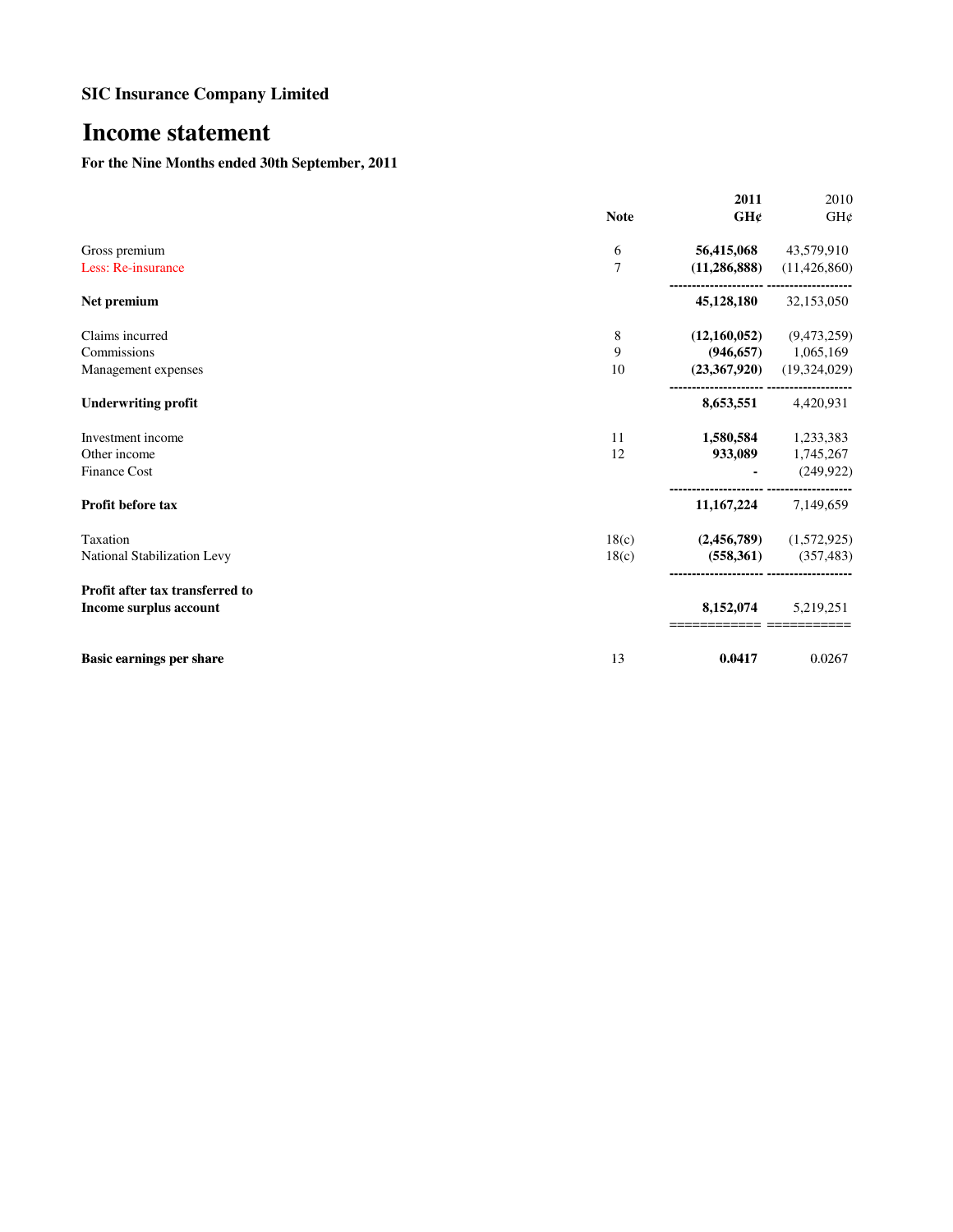## SIC Insurance Company Limited

# Income statement

**For the Nine Months ended 30th September, 2011**

| | Note | **2011 GH¢** | 2010 GH¢ |
|---|---|---|---|
| Gross premium | 6 | **56,415,068** | 43,579,910 |
| Less: Re-insurance | 7 | **(11,286,888)** | (11,426,860) |
| **Net premium** | | **45,128,180** | 32,153,050 |
| Claims incurred | 8 | **(12,160,052)** | (9,473,259) |
| Commissions | 9 | **(946,657)** | 1,065,169 |
| Management expenses | 10 | **(23,367,920)** | (19,324,029) |
| **Underwriting profit** | | **8,653,551** | 4,420,931 |
| Investment income | 11 | **1,580,584** | 1,233,383 |
| Other income | 12 | **933,089** | 1,745,267 |
| Finance Cost | | **-** | (249,922) |
| **Profit before tax** | | **11,167,224** | 7,149,659 |
| Taxation | 18(c) | **(2,456,789)** | (1,572,925) |
| National Stabilization Levy | 18(c) | **(558,361)** | (357,483) |
| **Profit after tax transferred to Income surplus account** | | **8,152,074** | 5,219,251 |
| **Basic earnings per share** | 13 | **0.0417** | 0.0267 |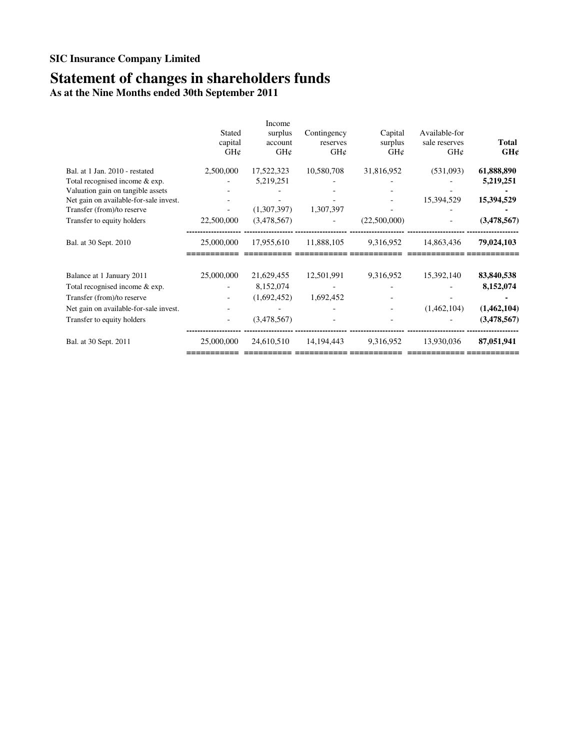**SIC Insurance Company Limited**

# Statement of changes in shareholders funds

## As at the Nine Months ended 30th September 2011

| | Stated capital GH¢ | Income surplus account GH¢ | Contingency reserves GH¢ | Capital surplus GH¢ | Available-for sale reserves GH¢ | **Total GH¢** |
|---|---|---|---|---|---|---|
| Bal. at 1 Jan. 2010 - restated | 2,500,000 | 17,522,323 | 10,580,708 | 31,816,952 | (531,093) | **61,888,890** |
| Total recognised income & exp. | - | 5,219,251 | - | - | - | **5,219,251** |
| Valuation gain on tangible assets | - | - | - | - | - | **-** |
| Net gain on available-for-sale invest. | - | - | - | - | 15,394,529 | **15,394,529** |
| Transfer (from)/to reserve | - | (1,307,397) | 1,307,397 | - | - | **-** |
| Transfer to equity holders | 22,500,000 | (3,478,567) | - | (22,500,000) | - | **(3,478,567)** |
| Bal. at 30 Sept. 2010 | 25,000,000 | 17,955,610 | 11,888,105 | 9,316,952 | 14,863,436 | **79,024,103** |
| | | | | | | |
| Balance at 1 January 2011 | 25,000,000 | 21,629,455 | 12,501,991 | 9,316,952 | 15,392,140 | **83,840,538** |
| Total recognised income & exp. | - | 8,152,074 | - | - | - | **8,152,074** |
| Transfer (from)/to reserve | - | (1,692,452) | 1,692,452 | - | - | **-** |
| Net gain on available-for-sale invest. | - | - | - | - | (1,462,104) | **(1,462,104)** |
| Transfer to equity holders | - | (3,478,567) | - | - | - | **(3,478,567)** |
| Bal. at 30 Sept. 2011 | 25,000,000 | 24,610,510 | 14,194,443 | 9,316,952 | 13,930,036 | **87,051,941** |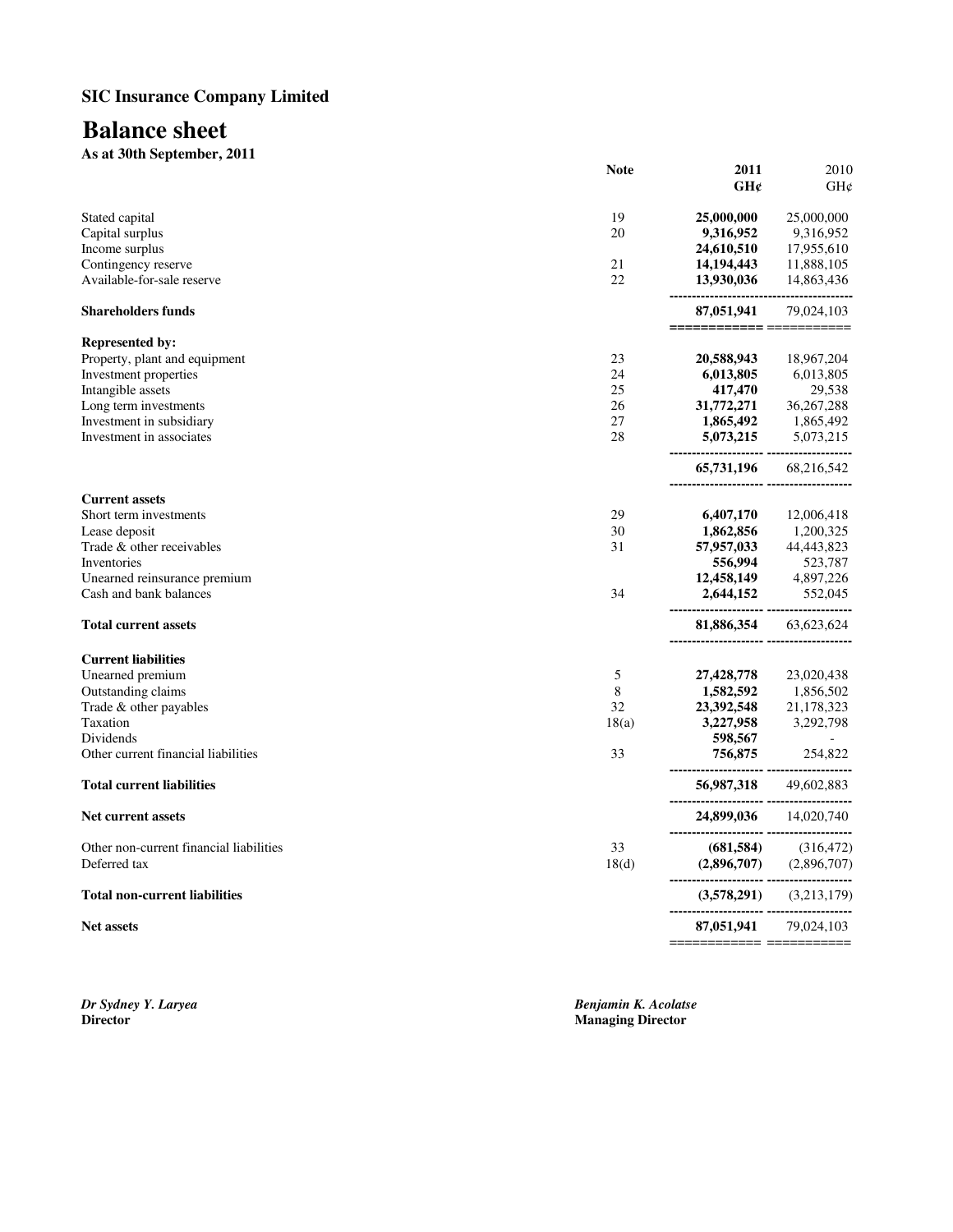**SIC Insurance Company Limited**

# Balance sheet

**As at 30th September, 2011**

| | Note | 2011 GH¢ | 2010 GH¢ |
|---|---|---|---|
| Stated capital | 19 | **25,000,000** | 25,000,000 |
| Capital surplus | 20 | **9,316,952** | 9,316,952 |
| Income surplus | | **24,610,510** | 17,955,610 |
| Contingency reserve | 21 | **14,194,443** | 11,888,105 |
| Available-for-sale reserve | 22 | **13,930,036** | 14,863,436 |
| **Shareholders funds** | | **87,051,941** | 79,024,103 |
| **Represented by:** | | | |
| Property, plant and equipment | 23 | **20,588,943** | 18,967,204 |
| Investment properties | 24 | **6,013,805** | 6,013,805 |
| Intangible assets | 25 | **417,470** | 29,538 |
| Long term investments | 26 | **31,772,271** | 36,267,288 |
| Investment in subsidiary | 27 | **1,865,492** | 1,865,492 |
| Investment in associates | 28 | **5,073,215** | 5,073,215 |
| | | **65,731,196** | 68,216,542 |
| **Current assets** | | | |
| Short term investments | 29 | **6,407,170** | 12,006,418 |
| Lease deposit | 30 | **1,862,856** | 1,200,325 |
| Trade & other receivables | 31 | **57,957,033** | 44,443,823 |
| Inventories | | **556,994** | 523,787 |
| Unearned reinsurance premium | | **12,458,149** | 4,897,226 |
| Cash and bank balances | 34 | **2,644,152** | 552,045 |
| **Total current assets** | | **81,886,354** | 63,623,624 |
| **Current liabilities** | | | |
| Unearned premium | 5 | **27,428,778** | 23,020,438 |
| Outstanding claims | 8 | **1,582,592** | 1,856,502 |
| Trade & other payables | 32 | **23,392,548** | 21,178,323 |
| Taxation | 18(a) | **3,227,958** | 3,292,798 |
| Dividends | | **598,567** | - |
| Other current financial liabilities | 33 | **756,875** | 254,822 |
| **Total current liabilities** | | **56,987,318** | 49,602,883 |
| **Net current assets** | | **24,899,036** | 14,020,740 |
| Other non-current financial liabilities | 33 | **(681,584)** | (316,472) |
| Deferred tax | 18(d) | **(2,896,707)** | (2,896,707) |
| **Total non-current liabilities** | | **(3,578,291)** | (3,213,179) |
| **Net assets** | | **87,051,941** | 79,024,103 |

***Dr Sydney Y. Laryea***
**Director**

***Benjamin K. Acolatse***
**Managing Director**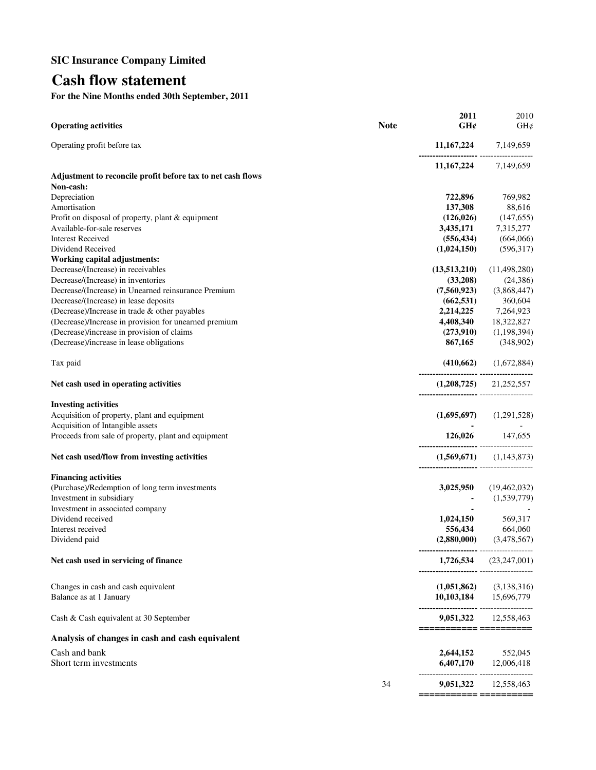**SIC Insurance Company Limited**

# Cash flow statement

**For the Nine Months ended 30th September, 2011**

| **Operating activities** | **Note** | **2011 GH¢** | 2010 GH¢ |
|---|---|---|---|
| Operating profit before tax | | **11,167,224** | 7,149,659 |
| | | **11,167,224** | 7,149,659 |
| **Adjustment to reconcile profit before tax to net cash flows** | | | |
| **Non-cash:** | | | |
| Depreciation | | **722,896** | 769,982 |
| Amortisation | | **137,308** | 88,616 |
| Profit on disposal of property, plant & equipment | | **(126,026)** | (147,655) |
| Available-for-sale reserves | | **3,435,171** | 7,315,277 |
| Interest Received | | **(556,434)** | (664,066) |
| Dividend Received | | **(1,024,150)** | (596,317) |
| **Working capital adjustments:** | | | |
| Decrease/(Increase) in receivables | | **(13,513,210)** | (11,498,280) |
| Decrease/(Increase) in inventories | | **(33,208)** | (24,386) |
| Decrease/(Increase) in Unearned reinsurance Premium | | **(7,560,923)** | (3,868,447) |
| Decrease/(Increase) in lease deposits | | **(662,531)** | 360,604 |
| (Decrease)/Increase in trade & other payables | | **2,214,225** | 7,264,923 |
| (Decrease)/Increase in provision for unearned premium | | **4,408,340** | 18,322,827 |
| (Decrease)/increase in provision of claims | | **(273,910)** | (1,198,394) |
| (Decrease)/increase in lease obligations | | **867,165** | (348,902) |
| Tax paid | | **(410,662)** | (1,672,884) |
| **Net cash used in operating activities** | | **(1,208,725)** | 21,252,557 |
| **Investing activities** | | | |
| Acquisition of property, plant and equipment | | **(1,695,697)** | (1,291,528) |
| Acquisition of Intangible assets | | **-** | - |
| Proceeds from sale of property, plant and equipment | | **126,026** | 147,655 |
| **Net cash used/flow from investing activities** | | **(1,569,671)** | (1,143,873) |
| **Financing activities** | | | |
| (Purchase)/Redemption of long term investments | | **3,025,950** | (19,462,032) |
| Investment in subsidiary | | **-** | (1,539,779) |
| Investment in associated company | | **-** | - |
| Dividend received | | **1,024,150** | 569,317 |
| Interest received | | **556,434** | 664,060 |
| Dividend paid | | **(2,880,000)** | (3,478,567) |
| **Net cash used in servicing of finance** | | **1,726,534** | (23,247,001) |
| Changes in cash and cash equivalent | | **(1,051,862)** | (3,138,316) |
| Balance as at 1 January | | **10,103,184** | 15,696,779 |
| Cash & Cash equivalent at 30 September | | **9,051,322** | 12,558,463 |

## Analysis of changes in cash and cash equivalent

| | | 2011 GH¢ | 2010 GH¢ |
|---|---|---|---|
| Cash and bank | | **2,644,152** | 552,045 |
| Short term investments | | **6,407,170** | 12,006,418 |
| | 34 | **9,051,322** | 12,558,463 |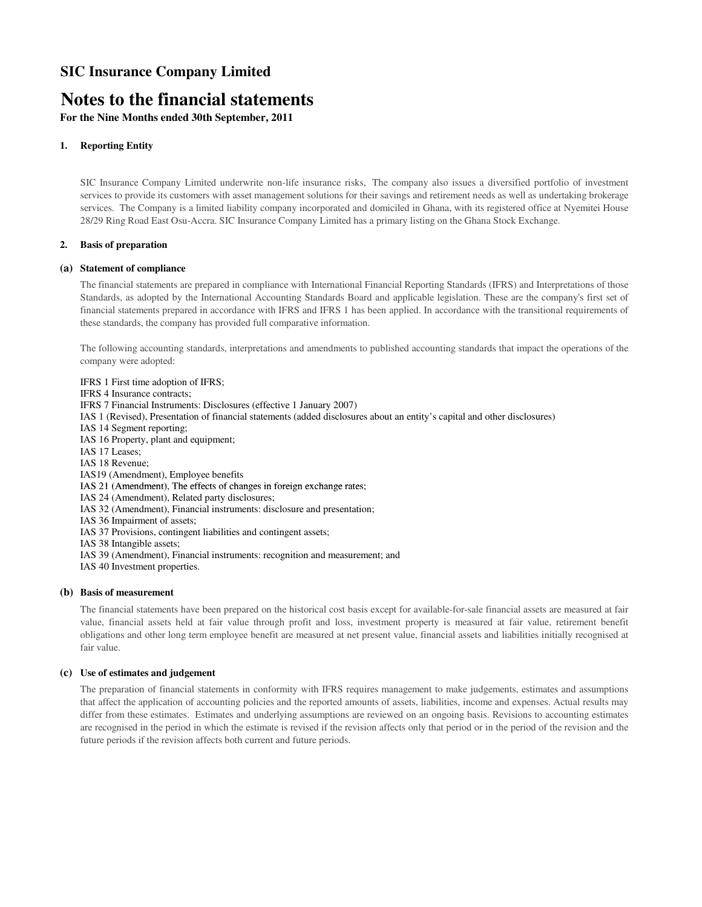# SIC Insurance Company Limited

# Notes to the financial statements

**For the Nine Months ended 30th September, 2011**

### 1. Reporting Entity

SIC Insurance Company Limited underwrite non-life insurance risks, The company also issues a diversified portfolio of investment services to provide its customers with asset management solutions for their savings and retirement needs as well as undertaking brokerage services. The Company is a limited liability company incorporated and domiciled in Ghana, with its registered office at Nyemitei House 28/29 Ring Road East Osu-Accra. SIC Insurance Company Limited has a primary listing on the Ghana Stock Exchange.

### 2. Basis of preparation

#### (a) Statement of compliance

The financial statements are prepared in compliance with International Financial Reporting Standards (IFRS) and Interpretations of those Standards, as adopted by the International Accounting Standards Board and applicable legislation. These are the company's first set of financial statements prepared in accordance with IFRS and IFRS 1 has been applied. In accordance with the transitional requirements of these standards, the company has provided full comparative information.

The following accounting standards, interpretations and amendments to published accounting standards that impact the operations of the company were adopted:

IFRS 1 First time adoption of IFRS;
IFRS 4 Insurance contracts;
IFRS 7 Financial Instruments: Disclosures (effective 1 January 2007)
IAS 1 (Revised), Presentation of financial statements (added disclosures about an entity's capital and other disclosures)
IAS 14 Segment reporting;
IAS 16 Property, plant and equipment;
IAS 17 Leases;
IAS 18 Revenue;
IAS19 (Amendment), Employee benefits
IAS 21 (Amendment), The effects of changes in foreign exchange rates;
IAS 24 (Amendment), Related party disclosures;
IAS 32 (Amendment), Financial instruments: disclosure and presentation;
IAS 36 Impairment of assets;
IAS 37 Provisions, contingent liabilities and contingent assets;
IAS 38 Intangible assets;
IAS 39 (Amendment), Financial instruments: recognition and measurement; and
IAS 40 Investment properties.

#### (b) Basis of measurement

The financial statements have been prepared on the historical cost basis except for available-for-sale financial assets are measured at fair value, financial assets held at fair value through profit and loss, investment property is measured at fair value, retirement benefit obligations and other long term employee benefit are measured at net present value, financial assets and liabilities initially recognised at fair value.

#### (c) Use of estimates and judgement

The preparation of financial statements in conformity with IFRS requires management to make judgements, estimates and assumptions that affect the application of accounting policies and the reported amounts of assets, liabilities, income and expenses. Actual results may differ from these estimates. Estimates and underlying assumptions are reviewed on an ongoing basis. Revisions to accounting estimates are recognised in the period in which the estimate is revised if the revision affects only that period or in the period of the revision and the future periods if the revision affects both current and future periods.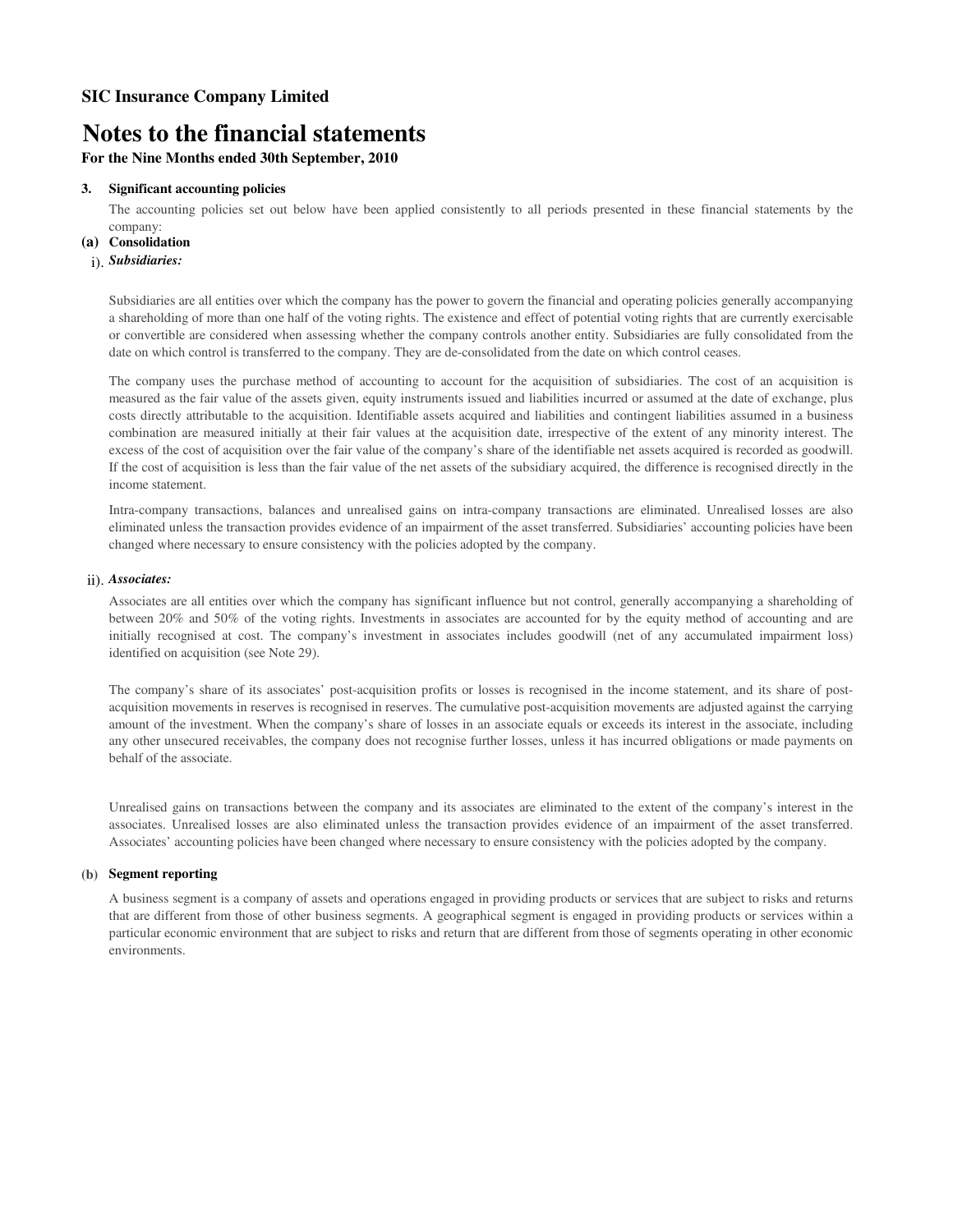**SIC Insurance Company Limited**

# Notes to the financial statements

**For the Nine Months ended 30th September, 2010**

**3. Significant accounting policies**

The accounting policies set out below have been applied consistently to all periods presented in these financial statements by the company:

**(a) Consolidation**

i). ***Subsidiaries:***

Subsidiaries are all entities over which the company has the power to govern the financial and operating policies generally accompanying a shareholding of more than one half of the voting rights. The existence and effect of potential voting rights that are currently exercisable or convertible are considered when assessing whether the company controls another entity. Subsidiaries are fully consolidated from the date on which control is transferred to the company. They are de-consolidated from the date on which control ceases.

The company uses the purchase method of accounting to account for the acquisition of subsidiaries. The cost of an acquisition is measured as the fair value of the assets given, equity instruments issued and liabilities incurred or assumed at the date of exchange, plus costs directly attributable to the acquisition. Identifiable assets acquired and liabilities and contingent liabilities assumed in a business combination are measured initially at their fair values at the acquisition date, irrespective of the extent of any minority interest. The excess of the cost of acquisition over the fair value of the company's share of the identifiable net assets acquired is recorded as goodwill. If the cost of acquisition is less than the fair value of the net assets of the subsidiary acquired, the difference is recognised directly in the income statement.

Intra-company transactions, balances and unrealised gains on intra-company transactions are eliminated. Unrealised losses are also eliminated unless the transaction provides evidence of an impairment of the asset transferred. Subsidiaries' accounting policies have been changed where necessary to ensure consistency with the policies adopted by the company.

ii). ***Associates:***

Associates are all entities over which the company has significant influence but not control, generally accompanying a shareholding of between 20% and 50% of the voting rights. Investments in associates are accounted for by the equity method of accounting and are initially recognised at cost. The company's investment in associates includes goodwill (net of any accumulated impairment loss) identified on acquisition (see Note 29).

The company's share of its associates' post-acquisition profits or losses is recognised in the income statement, and its share of post-acquisition movements in reserves is recognised in reserves. The cumulative post-acquisition movements are adjusted against the carrying amount of the investment. When the company's share of losses in an associate equals or exceeds its interest in the associate, including any other unsecured receivables, the company does not recognise further losses, unless it has incurred obligations or made payments on behalf of the associate.

Unrealised gains on transactions between the company and its associates are eliminated to the extent of the company's interest in the associates. Unrealised losses are also eliminated unless the transaction provides evidence of an impairment of the asset transferred. Associates' accounting policies have been changed where necessary to ensure consistency with the policies adopted by the company.

**(b) Segment reporting**

A business segment is a company of assets and operations engaged in providing products or services that are subject to risks and returns that are different from those of other business segments. A geographical segment is engaged in providing products or services within a particular economic environment that are subject to risks and return that are different from those of segments operating in other economic environments.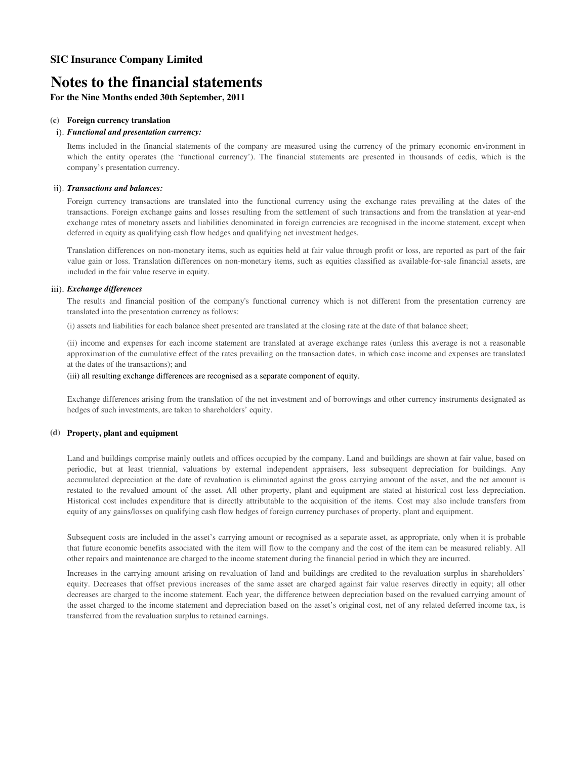## SIC Insurance Company Limited

# Notes to the financial statements

**For the Nine Months ended 30th September, 2011**

**(c) Foreign currency translation**

i). ***Functional and presentation currency:***

Items included in the financial statements of the company are measured using the currency of the primary economic environment in which the entity operates (the 'functional currency'). The financial statements are presented in thousands of cedis, which is the company's presentation currency.

ii). ***Transactions and balances:***

Foreign currency transactions are translated into the functional currency using the exchange rates prevailing at the dates of the transactions. Foreign exchange gains and losses resulting from the settlement of such transactions and from the translation at year-end exchange rates of monetary assets and liabilities denominated in foreign currencies are recognised in the income statement, except when deferred in equity as qualifying cash flow hedges and qualifying net investment hedges.

Translation differences on non-monetary items, such as equities held at fair value through profit or loss, are reported as part of the fair value gain or loss. Translation differences on non-monetary items, such as equities classified as available-for-sale financial assets, are included in the fair value reserve in equity.

iii). ***Exchange differences***

The results and financial position of the company's functional currency which is not different from the presentation currency are translated into the presentation currency as follows:

(i) assets and liabilities for each balance sheet presented are translated at the closing rate at the date of that balance sheet;

(ii) income and expenses for each income statement are translated at average exchange rates (unless this average is not a reasonable approximation of the cumulative effect of the rates prevailing on the transaction dates, in which case income and expenses are translated at the dates of the transactions); and

(iii) all resulting exchange differences are recognised as a separate component of equity.

Exchange differences arising from the translation of the net investment and of borrowings and other currency instruments designated as hedges of such investments, are taken to shareholders' equity.

**(d) Property, plant and equipment**

Land and buildings comprise mainly outlets and offices occupied by the company. Land and buildings are shown at fair value, based on periodic, but at least triennial, valuations by external independent appraisers, less subsequent depreciation for buildings. Any accumulated depreciation at the date of revaluation is eliminated against the gross carrying amount of the asset, and the net amount is restated to the revalued amount of the asset. All other property, plant and equipment are stated at historical cost less depreciation. Historical cost includes expenditure that is directly attributable to the acquisition of the items. Cost may also include transfers from equity of any gains/losses on qualifying cash flow hedges of foreign currency purchases of property, plant and equipment.

Subsequent costs are included in the asset's carrying amount or recognised as a separate asset, as appropriate, only when it is probable that future economic benefits associated with the item will flow to the company and the cost of the item can be measured reliably. All other repairs and maintenance are charged to the income statement during the financial period in which they are incurred.

Increases in the carrying amount arising on revaluation of land and buildings are credited to the revaluation surplus in shareholders' equity. Decreases that offset previous increases of the same asset are charged against fair value reserves directly in equity; all other decreases are charged to the income statement. Each year, the difference between depreciation based on the revalued carrying amount of the asset charged to the income statement and depreciation based on the asset's original cost, net of any related deferred income tax, is transferred from the revaluation surplus to retained earnings.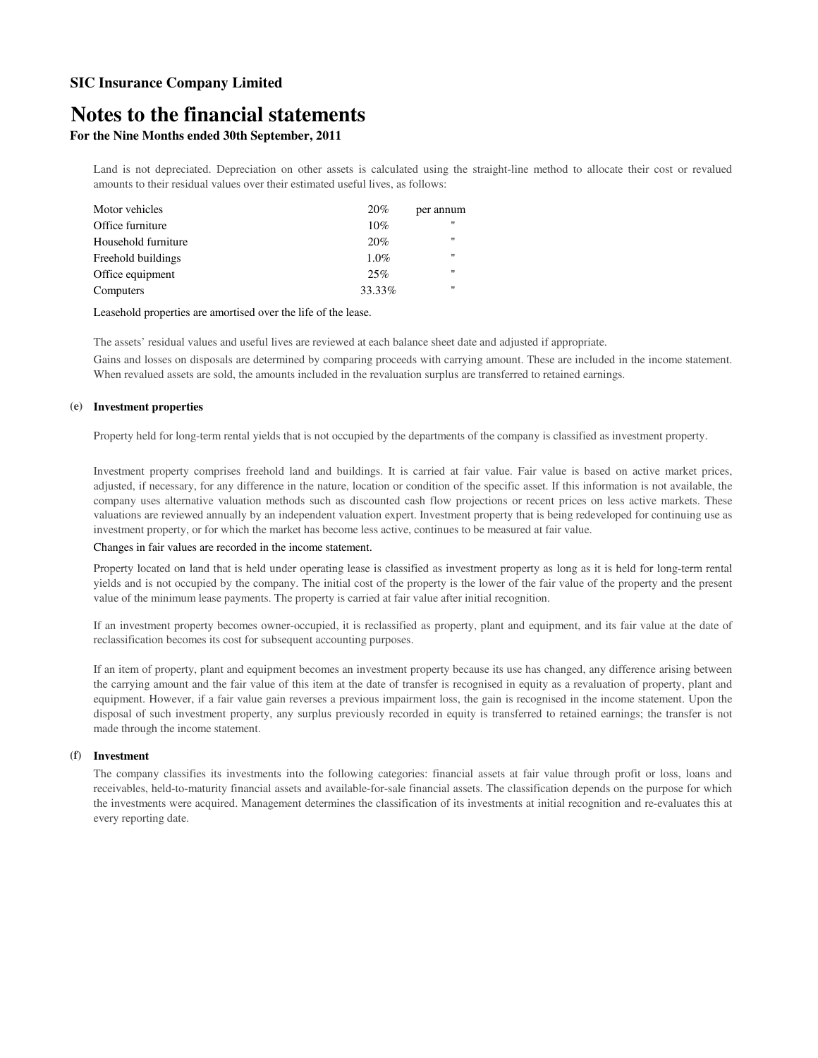**SIC Insurance Company Limited**

# Notes to the financial statements

**For the Nine Months ended 30th September, 2011**

Land is not depreciated. Depreciation on other assets is calculated using the straight-line method to allocate their cost or revalued amounts to their residual values over their estimated useful lives, as follows:

| | | |
|---|---|---|
| Motor vehicles | 20% | per annum |
| Office furniture | 10% | " |
| Household furniture | 20% | " |
| Freehold buildings | 1.0% | " |
| Office equipment | 25% | " |
| Computers | 33.33% | " |

Leasehold properties are amortised over the life of the lease.

The assets' residual values and useful lives are reviewed at each balance sheet date and adjusted if appropriate.

Gains and losses on disposals are determined by comparing proceeds with carrying amount. These are included in the income statement. When revalued assets are sold, the amounts included in the revaluation surplus are transferred to retained earnings.

### (e) Investment properties

Property held for long-term rental yields that is not occupied by the departments of the company is classified as investment property.

Investment property comprises freehold land and buildings. It is carried at fair value. Fair value is based on active market prices, adjusted, if necessary, for any difference in the nature, location or condition of the specific asset. If this information is not available, the company uses alternative valuation methods such as discounted cash flow projections or recent prices on less active markets. These valuations are reviewed annually by an independent valuation expert. Investment property that is being redeveloped for continuing use as investment property, or for which the market has become less active, continues to be measured at fair value.

Changes in fair values are recorded in the income statement.

Property located on land that is held under operating lease is classified as investment property as long as it is held for long-term rental yields and is not occupied by the company. The initial cost of the property is the lower of the fair value of the property and the present value of the minimum lease payments. The property is carried at fair value after initial recognition.

If an investment property becomes owner-occupied, it is reclassified as property, plant and equipment, and its fair value at the date of reclassification becomes its cost for subsequent accounting purposes.

If an item of property, plant and equipment becomes an investment property because its use has changed, any difference arising between the carrying amount and the fair value of this item at the date of transfer is recognised in equity as a revaluation of property, plant and equipment. However, if a fair value gain reverses a previous impairment loss, the gain is recognised in the income statement. Upon the disposal of such investment property, any surplus previously recorded in equity is transferred to retained earnings; the transfer is not made through the income statement.

### (f) Investment

The company classifies its investments into the following categories: financial assets at fair value through profit or loss, loans and receivables, held-to-maturity financial assets and available-for-sale financial assets. The classification depends on the purpose for which the investments were acquired. Management determines the classification of its investments at initial recognition and re-evaluates this at every reporting date.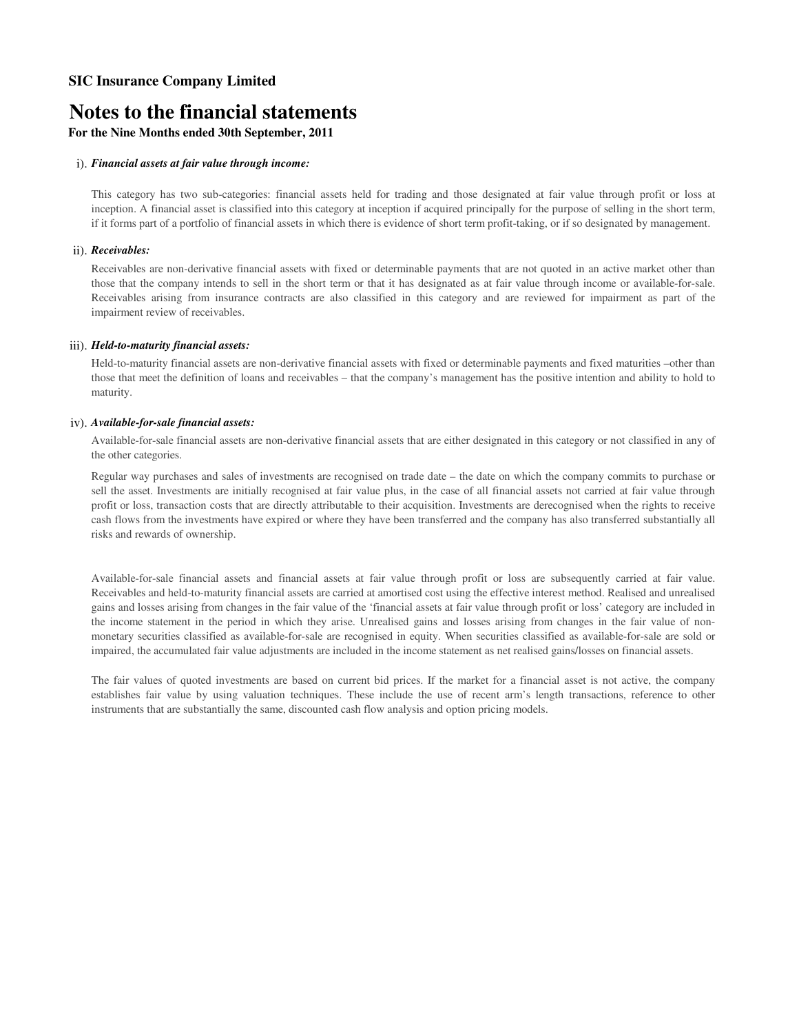**SIC Insurance Company Limited**

# Notes to the financial statements

**For the Nine Months ended 30th September, 2011**

i). ***Financial assets at fair value through income:***

This category has two sub-categories: financial assets held for trading and those designated at fair value through profit or loss at inception. A financial asset is classified into this category at inception if acquired principally for the purpose of selling in the short term, if it forms part of a portfolio of financial assets in which there is evidence of short term profit-taking, or if so designated by management.

ii). ***Receivables:***

Receivables are non-derivative financial assets with fixed or determinable payments that are not quoted in an active market other than those that the company intends to sell in the short term or that it has designated as at fair value through income or available-for-sale. Receivables arising from insurance contracts are also classified in this category and are reviewed for impairment as part of the impairment review of receivables.

iii). ***Held-to-maturity financial assets:***

Held-to-maturity financial assets are non-derivative financial assets with fixed or determinable payments and fixed maturities –other than those that meet the definition of loans and receivables – that the company's management has the positive intention and ability to hold to maturity.

iv). ***Available-for-sale financial assets:***

Available-for-sale financial assets are non-derivative financial assets that are either designated in this category or not classified in any of the other categories.

Regular way purchases and sales of investments are recognised on trade date – the date on which the company commits to purchase or sell the asset. Investments are initially recognised at fair value plus, in the case of all financial assets not carried at fair value through profit or loss, transaction costs that are directly attributable to their acquisition. Investments are derecognised when the rights to receive cash flows from the investments have expired or where they have been transferred and the company has also transferred substantially all risks and rewards of ownership.

Available-for-sale financial assets and financial assets at fair value through profit or loss are subsequently carried at fair value. Receivables and held-to-maturity financial assets are carried at amortised cost using the effective interest method. Realised and unrealised gains and losses arising from changes in the fair value of the 'financial assets at fair value through profit or loss' category are included in the income statement in the period in which they arise. Unrealised gains and losses arising from changes in the fair value of non-monetary securities classified as available-for-sale are recognised in equity. When securities classified as available-for-sale are sold or impaired, the accumulated fair value adjustments are included in the income statement as net realised gains/losses on financial assets.

The fair values of quoted investments are based on current bid prices. If the market for a financial asset is not active, the company establishes fair value by using valuation techniques. These include the use of recent arm's length transactions, reference to other instruments that are substantially the same, discounted cash flow analysis and option pricing models.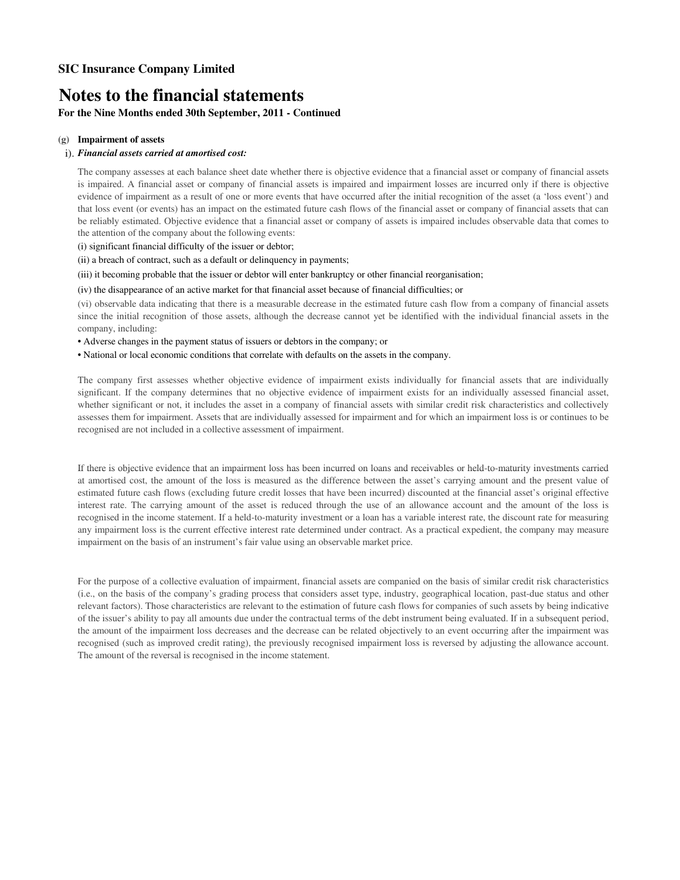**SIC Insurance Company Limited**

# Notes to the financial statements

**For the Nine Months ended 30th September, 2011 - Continued**

(g) **Impairment of assets**

i). ***Financial assets carried at amortised cost:***

The company assesses at each balance sheet date whether there is objective evidence that a financial asset or company of financial assets is impaired. A financial asset or company of financial assets is impaired and impairment losses are incurred only if there is objective evidence of impairment as a result of one or more events that have occurred after the initial recognition of the asset (a 'loss event') and that loss event (or events) has an impact on the estimated future cash flows of the financial asset or company of financial assets that can be reliably estimated. Objective evidence that a financial asset or company of assets is impaired includes observable data that comes to the attention of the company about the following events:

(i) significant financial difficulty of the issuer or debtor;

(ii) a breach of contract, such as a default or delinquency in payments;

(iii) it becoming probable that the issuer or debtor will enter bankruptcy or other financial reorganisation;

(iv) the disappearance of an active market for that financial asset because of financial difficulties; or

(vi) observable data indicating that there is a measurable decrease in the estimated future cash flow from a company of financial assets since the initial recognition of those assets, although the decrease cannot yet be identified with the individual financial assets in the company, including:

- Adverse changes in the payment status of issuers or debtors in the company; or
- National or local economic conditions that correlate with defaults on the assets in the company.

The company first assesses whether objective evidence of impairment exists individually for financial assets that are individually significant. If the company determines that no objective evidence of impairment exists for an individually assessed financial asset, whether significant or not, it includes the asset in a company of financial assets with similar credit risk characteristics and collectively assesses them for impairment. Assets that are individually assessed for impairment and for which an impairment loss is or continues to be recognised are not included in a collective assessment of impairment.

If there is objective evidence that an impairment loss has been incurred on loans and receivables or held-to-maturity investments carried at amortised cost, the amount of the loss is measured as the difference between the asset's carrying amount and the present value of estimated future cash flows (excluding future credit losses that have been incurred) discounted at the financial asset's original effective interest rate. The carrying amount of the asset is reduced through the use of an allowance account and the amount of the loss is recognised in the income statement. If a held-to-maturity investment or a loan has a variable interest rate, the discount rate for measuring any impairment loss is the current effective interest rate determined under contract. As a practical expedient, the company may measure impairment on the basis of an instrument's fair value using an observable market price.

For the purpose of a collective evaluation of impairment, financial assets are companied on the basis of similar credit risk characteristics (i.e., on the basis of the company's grading process that considers asset type, industry, geographical location, past-due status and other relevant factors). Those characteristics are relevant to the estimation of future cash flows for companies of such assets by being indicative of the issuer's ability to pay all amounts due under the contractual terms of the debt instrument being evaluated. If in a subsequent period, the amount of the impairment loss decreases and the decrease can be related objectively to an event occurring after the impairment was recognised (such as improved credit rating), the previously recognised impairment loss is reversed by adjusting the allowance account. The amount of the reversal is recognised in the income statement.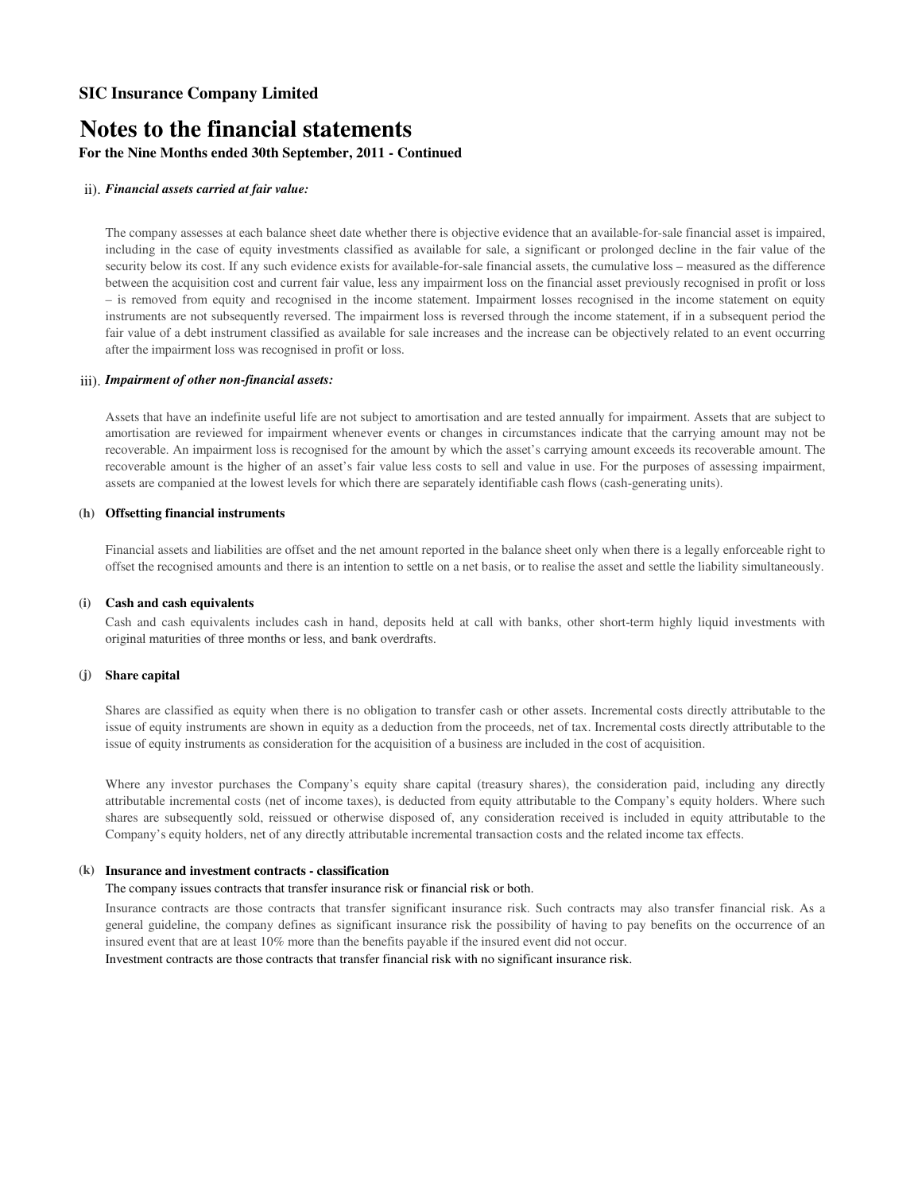**SIC Insurance Company Limited**

# Notes to the financial statements

**For the Nine Months ended 30th September, 2011 - Continued**

ii). ***Financial assets carried at fair value:***

The company assesses at each balance sheet date whether there is objective evidence that an available-for-sale financial asset is impaired, including in the case of equity investments classified as available for sale, a significant or prolonged decline in the fair value of the security below its cost. If any such evidence exists for available-for-sale financial assets, the cumulative loss – measured as the difference between the acquisition cost and current fair value, less any impairment loss on the financial asset previously recognised in profit or loss – is removed from equity and recognised in the income statement. Impairment losses recognised in the income statement on equity instruments are not subsequently reversed. The impairment loss is reversed through the income statement, if in a subsequent period the fair value of a debt instrument classified as available for sale increases and the increase can be objectively related to an event occurring after the impairment loss was recognised in profit or loss.

iii). ***Impairment of other non-financial assets:***

Assets that have an indefinite useful life are not subject to amortisation and are tested annually for impairment. Assets that are subject to amortisation are reviewed for impairment whenever events or changes in circumstances indicate that the carrying amount may not be recoverable. An impairment loss is recognised for the amount by which the asset's carrying amount exceeds its recoverable amount. The recoverable amount is the higher of an asset's fair value less costs to sell and value in use. For the purposes of assessing impairment, assets are companied at the lowest levels for which there are separately identifiable cash flows (cash-generating units).

**(h) Offsetting financial instruments**

Financial assets and liabilities are offset and the net amount reported in the balance sheet only when there is a legally enforceable right to offset the recognised amounts and there is an intention to settle on a net basis, or to realise the asset and settle the liability simultaneously.

**(i) Cash and cash equivalents**

Cash and cash equivalents includes cash in hand, deposits held at call with banks, other short-term highly liquid investments with original maturities of three months or less, and bank overdrafts.

**(j) Share capital**

Shares are classified as equity when there is no obligation to transfer cash or other assets. Incremental costs directly attributable to the issue of equity instruments are shown in equity as a deduction from the proceeds, net of tax. Incremental costs directly attributable to the issue of equity instruments as consideration for the acquisition of a business are included in the cost of acquisition.

Where any investor purchases the Company's equity share capital (treasury shares), the consideration paid, including any directly attributable incremental costs (net of income taxes), is deducted from equity attributable to the Company's equity holders. Where such shares are subsequently sold, reissued or otherwise disposed of, any consideration received is included in equity attributable to the Company's equity holders, net of any directly attributable incremental transaction costs and the related income tax effects.

**(k) Insurance and investment contracts - classification**

The company issues contracts that transfer insurance risk or financial risk or both.

Insurance contracts are those contracts that transfer significant insurance risk. Such contracts may also transfer financial risk. As a general guideline, the company defines as significant insurance risk the possibility of having to pay benefits on the occurrence of an insured event that are at least 10% more than the benefits payable if the insured event did not occur.

Investment contracts are those contracts that transfer financial risk with no significant insurance risk.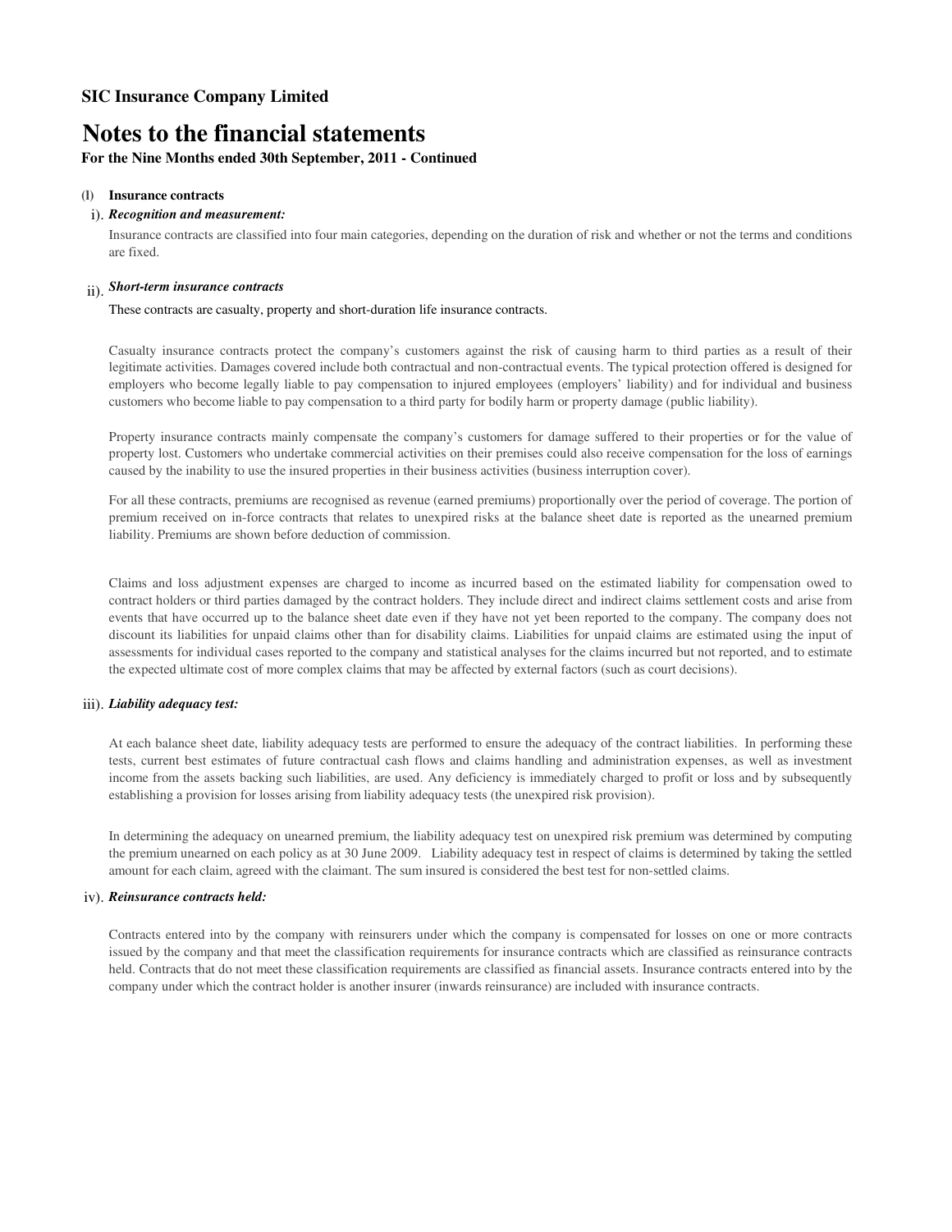**SIC Insurance Company Limited**

# Notes to the financial statements

**For the Nine Months ended 30th September, 2011 - Continued**

**(l) Insurance contracts**

i). ***Recognition and measurement:***

Insurance contracts are classified into four main categories, depending on the duration of risk and whether or not the terms and conditions are fixed.

ii). ***Short-term insurance contracts***

These contracts are casualty, property and short-duration life insurance contracts.

Casualty insurance contracts protect the company's customers against the risk of causing harm to third parties as a result of their legitimate activities. Damages covered include both contractual and non-contractual events. The typical protection offered is designed for employers who become legally liable to pay compensation to injured employees (employers' liability) and for individual and business customers who become liable to pay compensation to a third party for bodily harm or property damage (public liability).

Property insurance contracts mainly compensate the company's customers for damage suffered to their properties or for the value of property lost. Customers who undertake commercial activities on their premises could also receive compensation for the loss of earnings caused by the inability to use the insured properties in their business activities (business interruption cover).

For all these contracts, premiums are recognised as revenue (earned premiums) proportionally over the period of coverage. The portion of premium received on in-force contracts that relates to unexpired risks at the balance sheet date is reported as the unearned premium liability. Premiums are shown before deduction of commission.

Claims and loss adjustment expenses are charged to income as incurred based on the estimated liability for compensation owed to contract holders or third parties damaged by the contract holders. They include direct and indirect claims settlement costs and arise from events that have occurred up to the balance sheet date even if they have not yet been reported to the company. The company does not discount its liabilities for unpaid claims other than for disability claims. Liabilities for unpaid claims are estimated using the input of assessments for individual cases reported to the company and statistical analyses for the claims incurred but not reported, and to estimate the expected ultimate cost of more complex claims that may be affected by external factors (such as court decisions).

iii). ***Liability adequacy test:***

At each balance sheet date, liability adequacy tests are performed to ensure the adequacy of the contract liabilities. In performing these tests, current best estimates of future contractual cash flows and claims handling and administration expenses, as well as investment income from the assets backing such liabilities, are used. Any deficiency is immediately charged to profit or loss and by subsequently establishing a provision for losses arising from liability adequacy tests (the unexpired risk provision).

In determining the adequacy on unearned premium, the liability adequacy test on unexpired risk premium was determined by computing the premium unearned on each policy as at 30 June 2009. Liability adequacy test in respect of claims is determined by taking the settled amount for each claim, agreed with the claimant. The sum insured is considered the best test for non-settled claims.

iv). ***Reinsurance contracts held:***

Contracts entered into by the company with reinsurers under which the company is compensated for losses on one or more contracts issued by the company and that meet the classification requirements for insurance contracts which are classified as reinsurance contracts held. Contracts that do not meet these classification requirements are classified as financial assets. Insurance contracts entered into by the company under which the contract holder is another insurer (inwards reinsurance) are included with insurance contracts.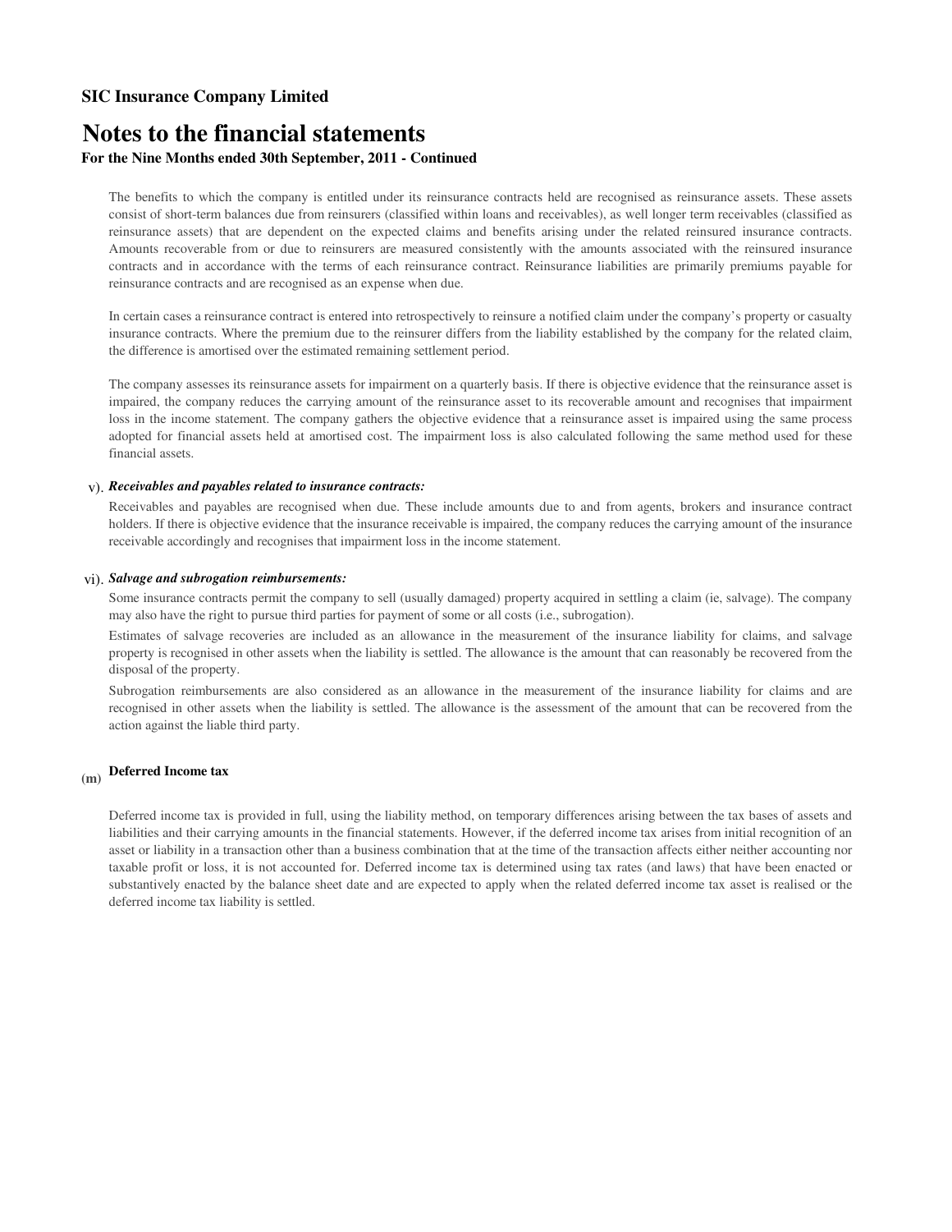The benefits to which the company is entitled under its reinsurance contracts held are recognised as reinsurance assets. These assets consist of short-term balances due from reinsurers (classified within loans and receivables), as well longer term receivables (classified as reinsurance assets) that are dependent on the expected claims and benefits arising under the related reinsured insurance contracts. Amounts recoverable from or due to reinsurers are measured consistently with the amounts associated with the reinsured insurance contracts and in accordance with the terms of each reinsurance contract. Reinsurance liabilities are primarily premiums payable for reinsurance contracts and are recognised as an expense when due.

In certain cases a reinsurance contract is entered into retrospectively to reinsure a notified claim under the company's property or casualty insurance contracts. Where the premium due to the reinsurer differs from the liability established by the company for the related claim, the difference is amortised over the estimated remaining settlement period.

The company assesses its reinsurance assets for impairment on a quarterly basis. If there is objective evidence that the reinsurance asset is impaired, the company reduces the carrying amount of the reinsurance asset to its recoverable amount and recognises that impairment loss in the income statement. The company gathers the objective evidence that a reinsurance asset is impaired using the same process adopted for financial assets held at amortised cost. The impairment loss is also calculated following the same method used for these financial assets.

v). ***Receivables and payables related to insurance contracts:***

Receivables and payables are recognised when due. These include amounts due to and from agents, brokers and insurance contract holders. If there is objective evidence that the insurance receivable is impaired, the company reduces the carrying amount of the insurance receivable accordingly and recognises that impairment loss in the income statement.

vi). ***Salvage and subrogation reimbursements:***

Some insurance contracts permit the company to sell (usually damaged) property acquired in settling a claim (ie, salvage). The company may also have the right to pursue third parties for payment of some or all costs (i.e., subrogation).

Estimates of salvage recoveries are included as an allowance in the measurement of the insurance liability for claims, and salvage property is recognised in other assets when the liability is settled. The allowance is the amount that can reasonably be recovered from the disposal of the property.

Subrogation reimbursements are also considered as an allowance in the measurement of the insurance liability for claims and are recognised in other assets when the liability is settled. The allowance is the assessment of the amount that can be recovered from the action against the liable third party.

### (m) Deferred Income tax

Deferred income tax is provided in full, using the liability method, on temporary differences arising between the tax bases of assets and liabilities and their carrying amounts in the financial statements. However, if the deferred income tax arises from initial recognition of an asset or liability in a transaction other than a business combination that at the time of the transaction affects either neither accounting nor taxable profit or loss, it is not accounted for. Deferred income tax is determined using tax rates (and laws) that have been enacted or substantively enacted by the balance sheet date and are expected to apply when the related deferred income tax asset is realised or the deferred income tax liability is settled.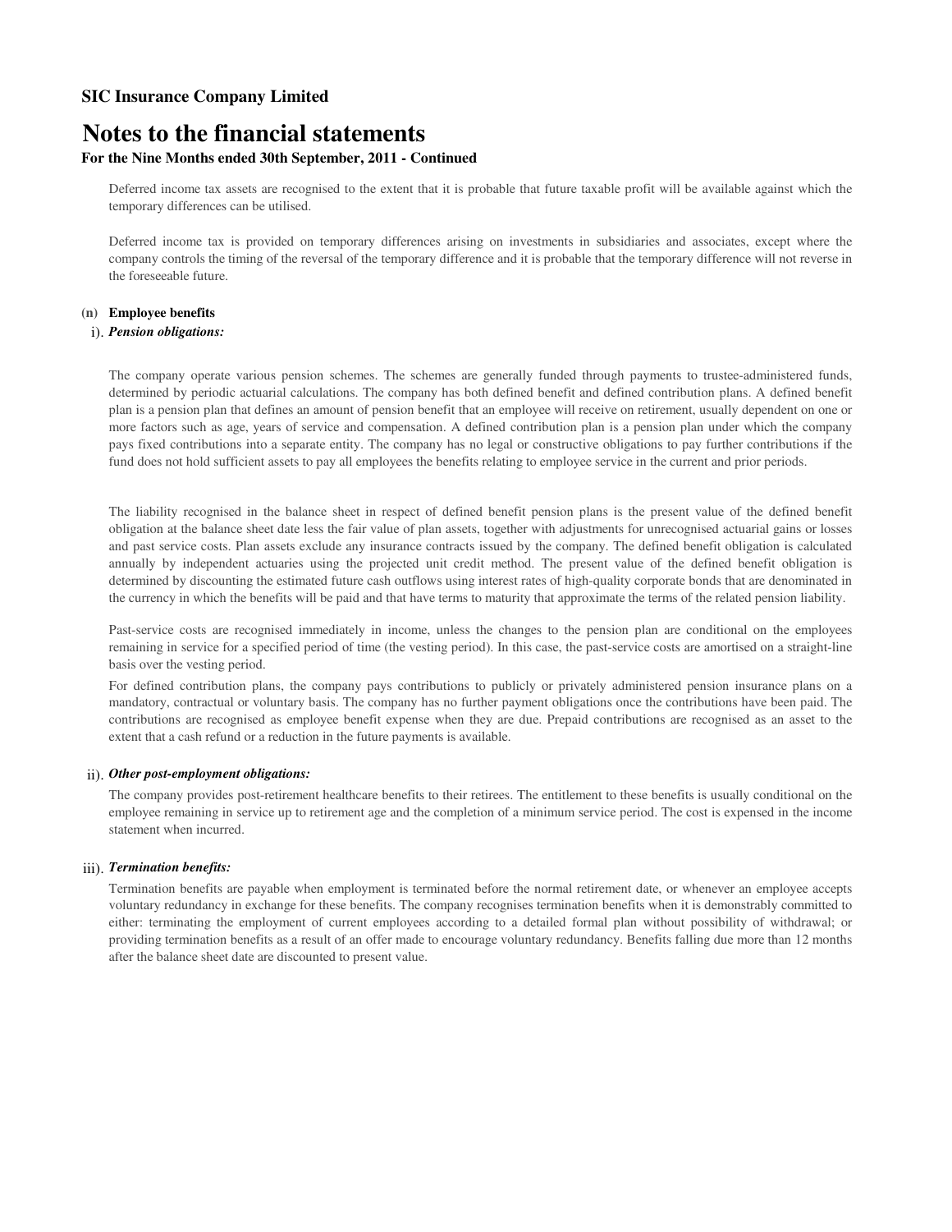**SIC Insurance Company Limited**

# Notes to the financial statements

**For the Nine Months ended 30th September, 2011 - Continued**

Deferred income tax assets are recognised to the extent that it is probable that future taxable profit will be available against which the temporary differences can be utilised.

Deferred income tax is provided on temporary differences arising on investments in subsidiaries and associates, except where the company controls the timing of the reversal of the temporary difference and it is probable that the temporary difference will not reverse in the foreseeable future.

**(n) Employee benefits**

i). ***Pension obligations:***

The company operate various pension schemes. The schemes are generally funded through payments to trustee-administered funds, determined by periodic actuarial calculations. The company has both defined benefit and defined contribution plans. A defined benefit plan is a pension plan that defines an amount of pension benefit that an employee will receive on retirement, usually dependent on one or more factors such as age, years of service and compensation. A defined contribution plan is a pension plan under which the company pays fixed contributions into a separate entity. The company has no legal or constructive obligations to pay further contributions if the fund does not hold sufficient assets to pay all employees the benefits relating to employee service in the current and prior periods.

The liability recognised in the balance sheet in respect of defined benefit pension plans is the present value of the defined benefit obligation at the balance sheet date less the fair value of plan assets, together with adjustments for unrecognised actuarial gains or losses and past service costs. Plan assets exclude any insurance contracts issued by the company. The defined benefit obligation is calculated annually by independent actuaries using the projected unit credit method. The present value of the defined benefit obligation is determined by discounting the estimated future cash outflows using interest rates of high-quality corporate bonds that are denominated in the currency in which the benefits will be paid and that have terms to maturity that approximate the terms of the related pension liability.

Past-service costs are recognised immediately in income, unless the changes to the pension plan are conditional on the employees remaining in service for a specified period of time (the vesting period). In this case, the past-service costs are amortised on a straight-line basis over the vesting period.

For defined contribution plans, the company pays contributions to publicly or privately administered pension insurance plans on a mandatory, contractual or voluntary basis. The company has no further payment obligations once the contributions have been paid. The contributions are recognised as employee benefit expense when they are due. Prepaid contributions are recognised as an asset to the extent that a cash refund or a reduction in the future payments is available.

ii). ***Other post-employment obligations:***

The company provides post-retirement healthcare benefits to their retirees. The entitlement to these benefits is usually conditional on the employee remaining in service up to retirement age and the completion of a minimum service period. The cost is expensed in the income statement when incurred.

iii). ***Termination benefits:***

Termination benefits are payable when employment is terminated before the normal retirement date, or whenever an employee accepts voluntary redundancy in exchange for these benefits. The company recognises termination benefits when it is demonstrably committed to either: terminating the employment of current employees according to a detailed formal plan without possibility of withdrawal; or providing termination benefits as a result of an offer made to encourage voluntary redundancy. Benefits falling due more than 12 months after the balance sheet date are discounted to present value.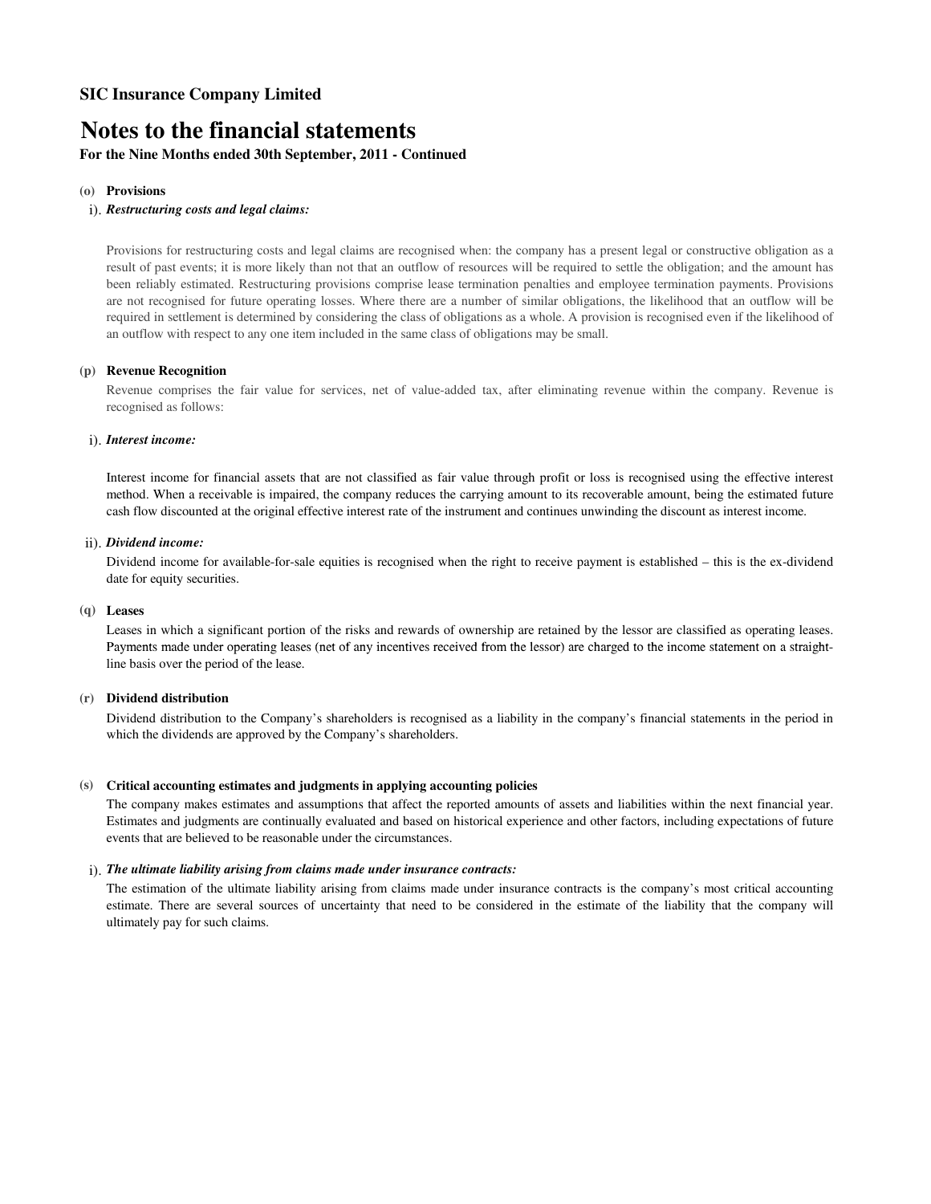**SIC Insurance Company Limited**

# Notes to the financial statements

**For the Nine Months ended 30th September, 2011 - Continued**

**(o) Provisions**

i). ***Restructuring costs and legal claims:***

Provisions for restructuring costs and legal claims are recognised when: the company has a present legal or constructive obligation as a result of past events; it is more likely than not that an outflow of resources will be required to settle the obligation; and the amount has been reliably estimated. Restructuring provisions comprise lease termination penalties and employee termination payments. Provisions are not recognised for future operating losses. Where there are a number of similar obligations, the likelihood that an outflow will be required in settlement is determined by considering the class of obligations as a whole. A provision is recognised even if the likelihood of an outflow with respect to any one item included in the same class of obligations may be small.

**(p) Revenue Recognition**

Revenue comprises the fair value for services, net of value-added tax, after eliminating revenue within the company. Revenue is recognised as follows:

i). ***Interest income:***

Interest income for financial assets that are not classified as fair value through profit or loss is recognised using the effective interest method. When a receivable is impaired, the company reduces the carrying amount to its recoverable amount, being the estimated future cash flow discounted at the original effective interest rate of the instrument and continues unwinding the discount as interest income.

ii). ***Dividend income:***

Dividend income for available-for-sale equities is recognised when the right to receive payment is established – this is the ex-dividend date for equity securities.

**(q) Leases**

Leases in which a significant portion of the risks and rewards of ownership are retained by the lessor are classified as operating leases. Payments made under operating leases (net of any incentives received from the lessor) are charged to the income statement on a straight-line basis over the period of the lease.

**(r) Dividend distribution**

Dividend distribution to the Company's shareholders is recognised as a liability in the company's financial statements in the period in which the dividends are approved by the Company's shareholders.

**(s) Critical accounting estimates and judgments in applying accounting policies**

The company makes estimates and assumptions that affect the reported amounts of assets and liabilities within the next financial year. Estimates and judgments are continually evaluated and based on historical experience and other factors, including expectations of future events that are believed to be reasonable under the circumstances.

i). ***The ultimate liability arising from claims made under insurance contracts:***

The estimation of the ultimate liability arising from claims made under insurance contracts is the company's most critical accounting estimate. There are several sources of uncertainty that need to be considered in the estimate of the liability that the company will ultimately pay for such claims.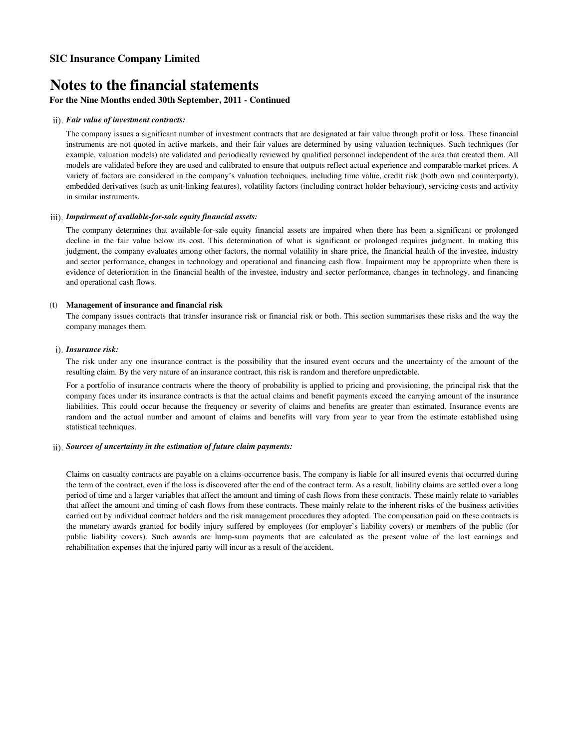**SIC Insurance Company Limited**

# Notes to the financial statements

**For the Nine Months ended 30th September, 2011 - Continued**

ii). ***Fair value of investment contracts:***

The company issues a significant number of investment contracts that are designated at fair value through profit or loss. These financial instruments are not quoted in active markets, and their fair values are determined by using valuation techniques. Such techniques (for example, valuation models) are validated and periodically reviewed by qualified personnel independent of the area that created them. All models are validated before they are used and calibrated to ensure that outputs reflect actual experience and comparable market prices. A variety of factors are considered in the company's valuation techniques, including time value, credit risk (both own and counterparty), embedded derivatives (such as unit-linking features), volatility factors (including contract holder behaviour), servicing costs and activity in similar instruments.

iii). ***Impairment of available-for-sale equity financial assets:***

The company determines that available-for-sale equity financial assets are impaired when there has been a significant or prolonged decline in the fair value below its cost. This determination of what is significant or prolonged requires judgment. In making this judgment, the company evaluates among other factors, the normal volatility in share price, the financial health of the investee, industry and sector performance, changes in technology and operational and financing cash flow. Impairment may be appropriate when there is evidence of deterioration in the financial health of the investee, industry and sector performance, changes in technology, and financing and operational cash flows.

**(t) Management of insurance and financial risk**

The company issues contracts that transfer insurance risk or financial risk or both. This section summarises these risks and the way the company manages them.

i). ***Insurance risk:***

The risk under any one insurance contract is the possibility that the insured event occurs and the uncertainty of the amount of the resulting claim. By the very nature of an insurance contract, this risk is random and therefore unpredictable.

For a portfolio of insurance contracts where the theory of probability is applied to pricing and provisioning, the principal risk that the company faces under its insurance contracts is that the actual claims and benefit payments exceed the carrying amount of the insurance liabilities. This could occur because the frequency or severity of claims and benefits are greater than estimated. Insurance events are random and the actual number and amount of claims and benefits will vary from year to year from the estimate established using statistical techniques.

ii). ***Sources of uncertainty in the estimation of future claim payments:***

Claims on casualty contracts are payable on a claims-occurrence basis. The company is liable for all insured events that occurred during the term of the contract, even if the loss is discovered after the end of the contract term. As a result, liability claims are settled over a long period of time and a larger variables that affect the amount and timing of cash flows from these contracts. These mainly relate to variables that affect the amount and timing of cash flows from these contracts. These mainly relate to the inherent risks of the business activities carried out by individual contract holders and the risk management procedures they adopted. The compensation paid on these contracts is the monetary awards granted for bodily injury suffered by employees (for employer's liability covers) or members of the public (for public liability covers). Such awards are lump-sum payments that are calculated as the present value of the lost earnings and rehabilitation expenses that the injured party will incur as a result of the accident.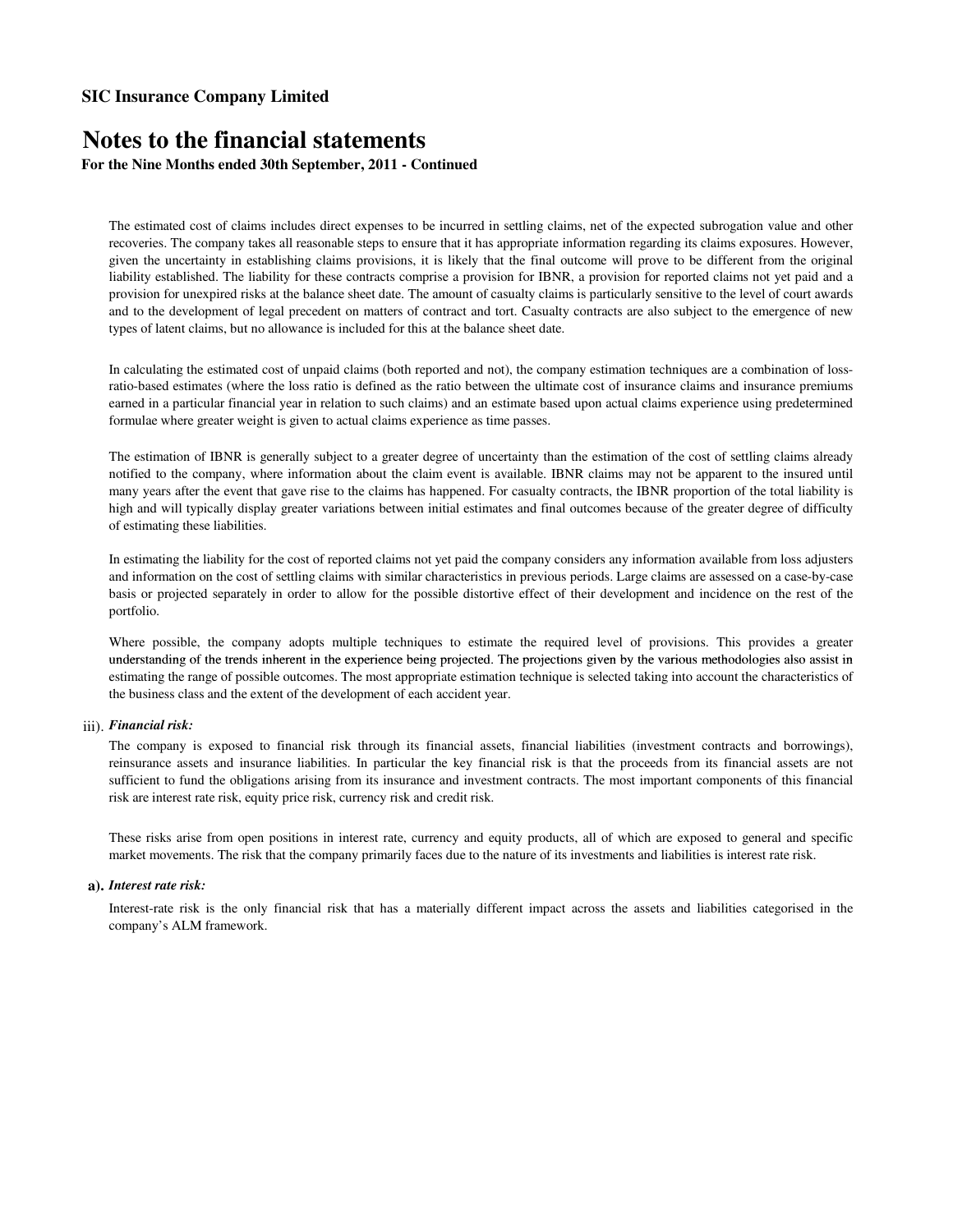**SIC Insurance Company Limited**

# Notes to the financial statements

**For the Nine Months ended 30th September, 2011 - Continued**

The estimated cost of claims includes direct expenses to be incurred in settling claims, net of the expected subrogation value and other recoveries. The company takes all reasonable steps to ensure that it has appropriate information regarding its claims exposures. However, given the uncertainty in establishing claims provisions, it is likely that the final outcome will prove to be different from the original liability established. The liability for these contracts comprise a provision for IBNR, a provision for reported claims not yet paid and a provision for unexpired risks at the balance sheet date. The amount of casualty claims is particularly sensitive to the level of court awards and to the development of legal precedent on matters of contract and tort. Casualty contracts are also subject to the emergence of new types of latent claims, but no allowance is included for this at the balance sheet date.

In calculating the estimated cost of unpaid claims (both reported and not), the company estimation techniques are a combination of loss-ratio-based estimates (where the loss ratio is defined as the ratio between the ultimate cost of insurance claims and insurance premiums earned in a particular financial year in relation to such claims) and an estimate based upon actual claims experience using predetermined formulae where greater weight is given to actual claims experience as time passes.

The estimation of IBNR is generally subject to a greater degree of uncertainty than the estimation of the cost of settling claims already notified to the company, where information about the claim event is available. IBNR claims may not be apparent to the insured until many years after the event that gave rise to the claims has happened. For casualty contracts, the IBNR proportion of the total liability is high and will typically display greater variations between initial estimates and final outcomes because of the greater degree of difficulty of estimating these liabilities.

In estimating the liability for the cost of reported claims not yet paid the company considers any information available from loss adjusters and information on the cost of settling claims with similar characteristics in previous periods. Large claims are assessed on a case-by-case basis or projected separately in order to allow for the possible distortive effect of their development and incidence on the rest of the portfolio.

Where possible, the company adopts multiple techniques to estimate the required level of provisions. This provides a greater understanding of the trends inherent in the experience being projected. The projections given by the various methodologies also assist in estimating the range of possible outcomes. The most appropriate estimation technique is selected taking into account the characteristics of the business class and the extent of the development of each accident year.

iii). ***Financial risk:***

The company is exposed to financial risk through its financial assets, financial liabilities (investment contracts and borrowings), reinsurance assets and insurance liabilities. In particular the key financial risk is that the proceeds from its financial assets are not sufficient to fund the obligations arising from its insurance and investment contracts. The most important components of this financial risk are interest rate risk, equity price risk, currency risk and credit risk.

These risks arise from open positions in interest rate, currency and equity products, all of which are exposed to general and specific market movements. The risk that the company primarily faces due to the nature of its investments and liabilities is interest rate risk.

**a).** ***Interest rate risk:***

Interest-rate risk is the only financial risk that has a materially different impact across the assets and liabilities categorised in the company's ALM framework.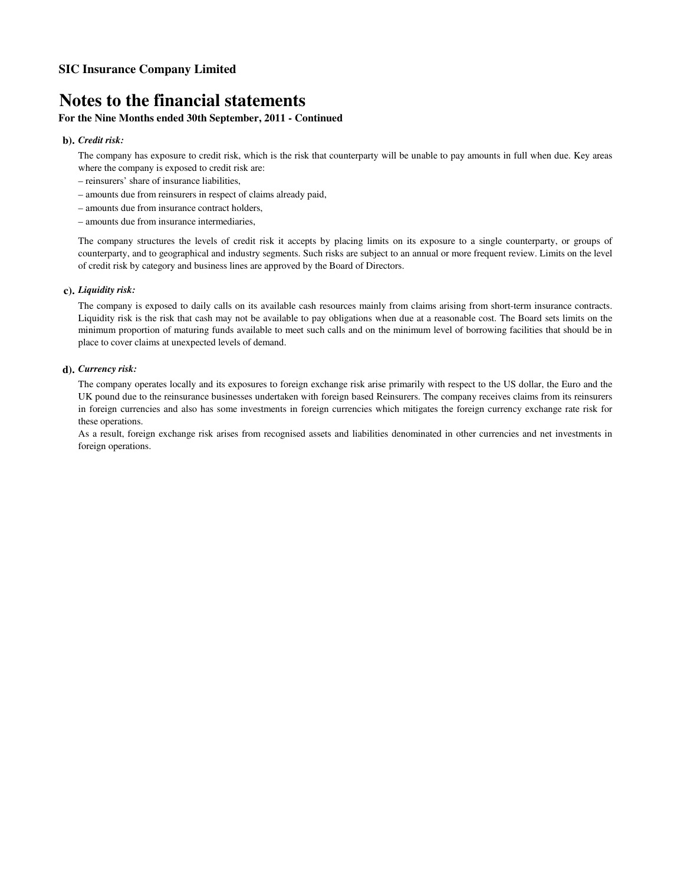**SIC Insurance Company Limited**

# Notes to the financial statements

**For the Nine Months ended 30th September, 2011 - Continued**

**b).** ***Credit risk:***

The company has exposure to credit risk, which is the risk that counterparty will be unable to pay amounts in full when due. Key areas where the company is exposed to credit risk are:

– reinsurers' share of insurance liabilities,
– amounts due from reinsurers in respect of claims already paid,
– amounts due from insurance contract holders,
– amounts due from insurance intermediaries,

The company structures the levels of credit risk it accepts by placing limits on its exposure to a single counterparty, or groups of counterparty, and to geographical and industry segments. Such risks are subject to an annual or more frequent review. Limits on the level of credit risk by category and business lines are approved by the Board of Directors.

**c).** ***Liquidity risk:***

The company is exposed to daily calls on its available cash resources mainly from claims arising from short-term insurance contracts. Liquidity risk is the risk that cash may not be available to pay obligations when due at a reasonable cost. The Board sets limits on the minimum proportion of maturing funds available to meet such calls and on the minimum level of borrowing facilities that should be in place to cover claims at unexpected levels of demand.

**d).** ***Currency risk:***

The company operates locally and its exposures to foreign exchange risk arise primarily with respect to the US dollar, the Euro and the UK pound due to the reinsurance businesses undertaken with foreign based Reinsurers. The company receives claims from its reinsurers in foreign currencies and also has some investments in foreign currencies which mitigates the foreign currency exchange rate risk for these operations.

As a result, foreign exchange risk arises from recognised assets and liabilities denominated in other currencies and net investments in foreign operations.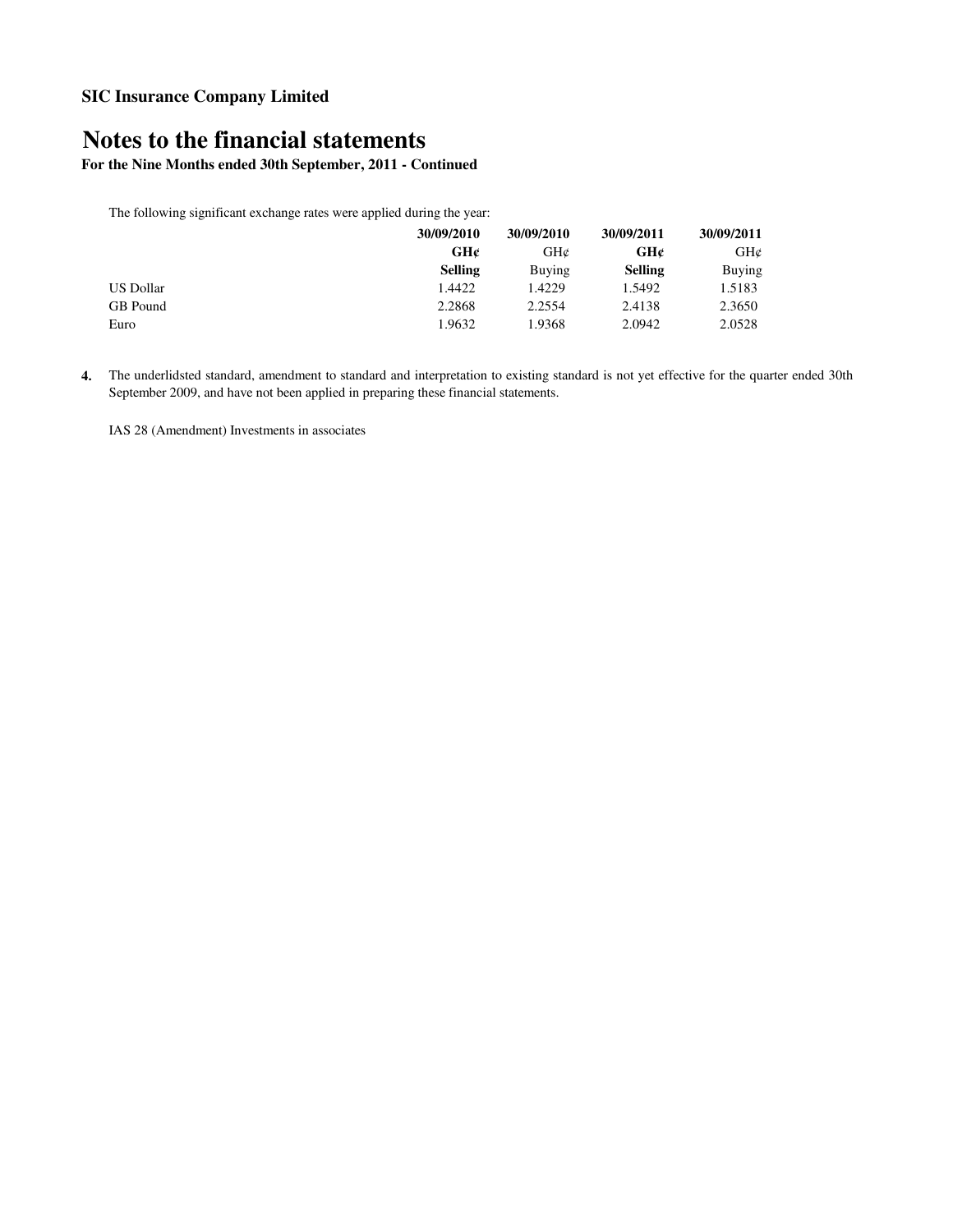**SIC Insurance Company Limited**

# Notes to the financial statements

**For the Nine Months ended 30th September, 2011 - Continued**

The following significant exchange rates were applied during the year:

| | 30/09/2010 | 30/09/2010 | 30/09/2011 | 30/09/2011 |
|---|---|---|---|---|
| | **GH¢** | GH¢ | **GH¢** | GH¢ |
| | **Selling** | Buying | **Selling** | Buying |
| US Dollar | 1.4422 | 1.4229 | 1.5492 | 1.5183 |
| GB Pound | 2.2868 | 2.2554 | 2.4138 | 2.3650 |
| Euro | 1.9632 | 1.9368 | 2.0942 | 2.0528 |

**4.** The underlidsted standard, amendment to standard and interpretation to existing standard is not yet effective for the quarter ended 30th September 2009, and have not been applied in preparing these financial statements.

IAS 28 (Amendment) Investments in associates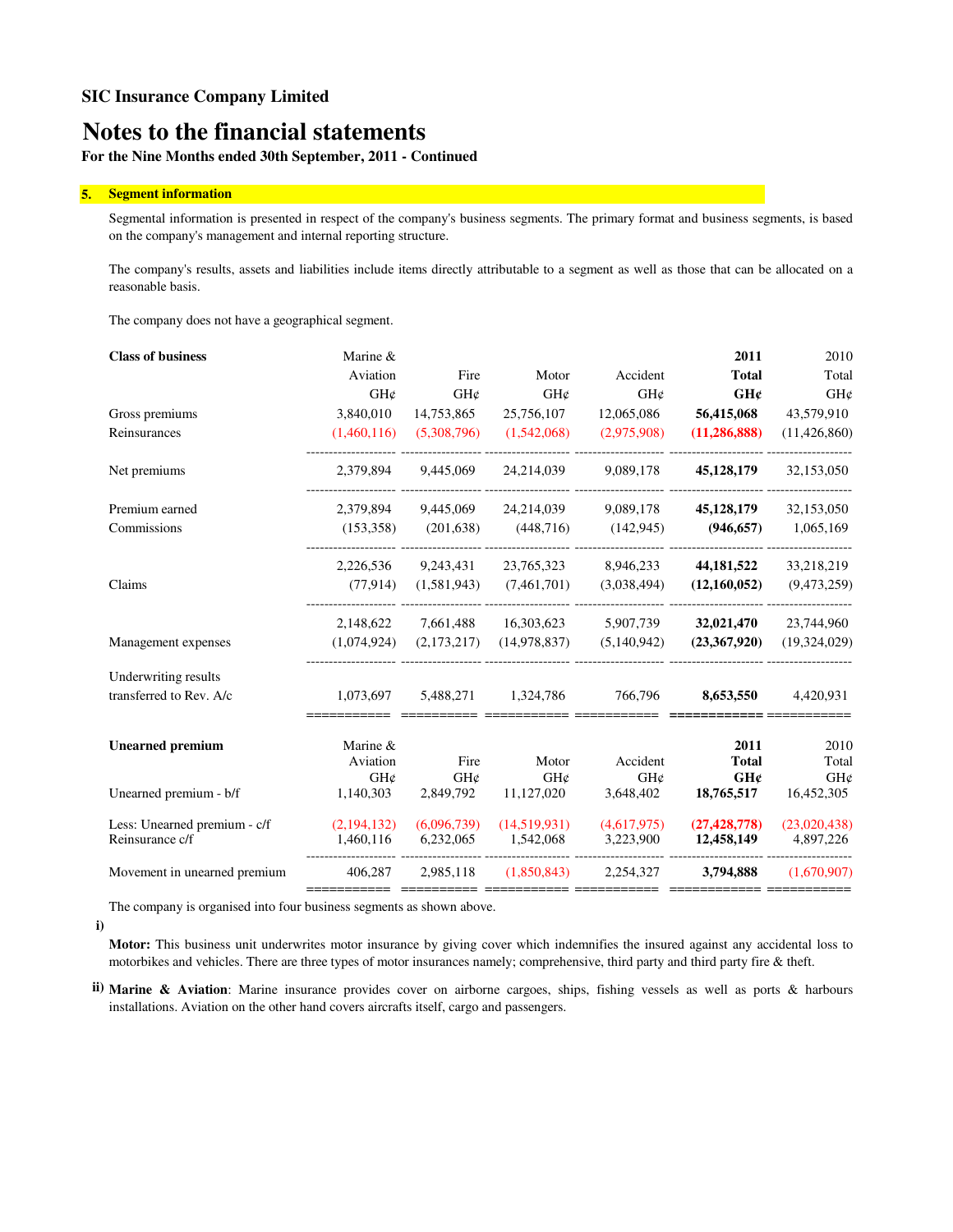**SIC Insurance Company Limited**

# Notes to the financial statements

**For the Nine Months ended 30th September, 2011 - Continued**

## 5. Segment information

Segmental information is presented in respect of the company's business segments. The primary format and business segments, is based on the company's management and internal reporting structure.

The company's results, assets and liabilities include items directly attributable to a segment as well as those that can be allocated on a reasonable basis.

The company does not have a geographical segment.

| **Class of business** | Marine & Aviation GH¢ | Fire GH¢ | Motor GH¢ | Accident GH¢ | **2011 Total GH¢** | 2010 Total GH¢ |
|---|---|---|---|---|---|---|
| Gross premiums | 3,840,010 | 14,753,865 | 25,756,107 | 12,065,086 | **56,415,068** | 43,579,910 |
| Reinsurances | (1,460,116) | (5,308,796) | (1,542,068) | (2,975,908) | **(11,286,888)** | (11,426,860) |
| Net premiums | 2,379,894 | 9,445,069 | 24,214,039 | 9,089,178 | **45,128,179** | 32,153,050 |
| Premium earned | 2,379,894 | 9,445,069 | 24,214,039 | 9,089,178 | **45,128,179** | 32,153,050 |
| Commissions | (153,358) | (201,638) | (448,716) | (142,945) | **(946,657)** | 1,065,169 |
| | 2,226,536 | 9,243,431 | 23,765,323 | 8,946,233 | **44,181,522** | 33,218,219 |
| Claims | (77,914) | (1,581,943) | (7,461,701) | (3,038,494) | **(12,160,052)** | (9,473,259) |
| | 2,148,622 | 7,661,488 | 16,303,623 | 5,907,739 | **32,021,470** | 23,744,960 |
| Management expenses | (1,074,924) | (2,173,217) | (14,978,837) | (5,140,942) | **(23,367,920)** | (19,324,029) |
| Underwriting results transferred to Rev. A/c | 1,073,697 | 5,488,271 | 1,324,786 | 766,796 | **8,653,550** | 4,420,931 |

| **Unearned premium** | Marine & Aviation GH¢ | Fire GH¢ | Motor GH¢ | Accident GH¢ | **2011 Total GH¢** | 2010 Total GH¢ |
|---|---|---|---|---|---|---|
| Unearned premium - b/f | 1,140,303 | 2,849,792 | 11,127,020 | 3,648,402 | **18,765,517** | 16,452,305 |
| Less: Unearned premium - c/f | (2,194,132) | (6,096,739) | (14,519,931) | (4,617,975) | **(27,428,778)** | (23,020,438) |
| Reinsurance c/f | 1,460,116 | 6,232,065 | 1,542,068 | 3,223,900 | **12,458,149** | 4,897,226 |
| Movement in unearned premium | 406,287 | 2,985,118 | (1,850,843) | 2,254,327 | **3,794,888** | (1,670,907) |

The company is organised into four business segments as shown above.

i) **Motor:** This business unit underwrites motor insurance by giving cover which indemnifies the insured against any accidental loss to motorbikes and vehicles. There are three types of motor insurances namely; comprehensive, third party and third party fire & theft.

ii) **Marine & Aviation**: Marine insurance provides cover on airborne cargoes, ships, fishing vessels as well as ports & harbours installations. Aviation on the other hand covers aircrafts itself, cargo and passengers.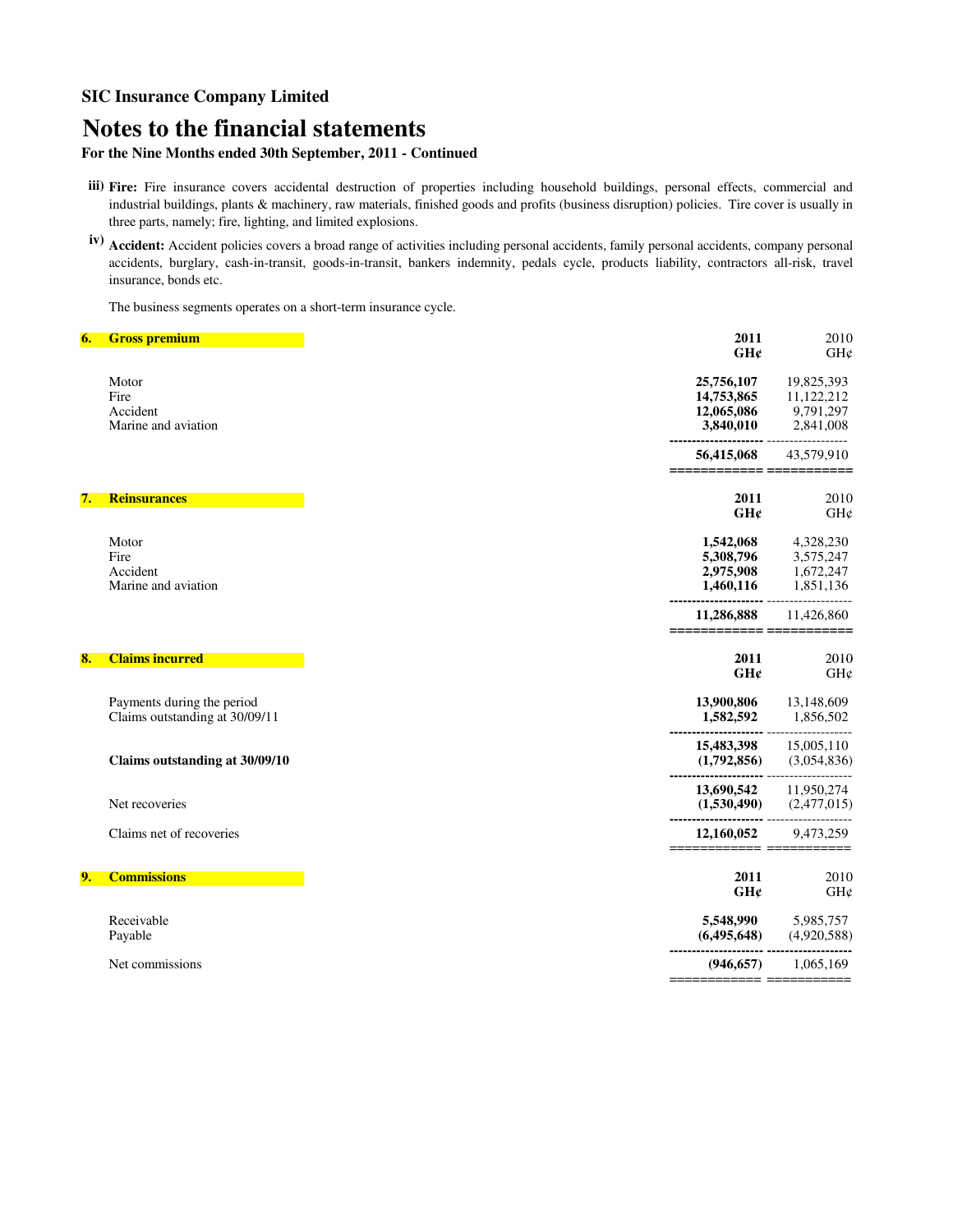**SIC Insurance Company Limited**

# Notes to the financial statements

**For the Nine Months ended 30th September, 2011 - Continued**

iii) **Fire:** Fire insurance covers accidental destruction of properties including household buildings, personal effects, commercial and industrial buildings, plants & machinery, raw materials, finished goods and profits (business disruption) policies. Tire cover is usually in three parts, namely; fire, lighting, and limited explosions.

iv) **Accident:** Accident policies covers a broad range of activities including personal accidents, family personal accidents, company personal accidents, burglary, cash-in-transit, goods-in-transit, bankers indemnity, pedals cycle, products liability, contractors all-risk, travel insurance, bonds etc.

The business segments operates on a short-term insurance cycle.

## 6. Gross premium

| | **2011 GH¢** | 2010 GH¢ |
|---|---|---|
| Motor | **25,756,107** | 19,825,393 |
| Fire | **14,753,865** | 11,122,212 |
| Accident | **12,065,086** | 9,791,297 |
| Marine and aviation | **3,840,010** | 2,841,008 |
| | **56,415,068** | 43,579,910 |

## 7. Reinsurances

| | **2011 GH¢** | 2010 GH¢ |
|---|---|---|
| Motor | **1,542,068** | 4,328,230 |
| Fire | **5,308,796** | 3,575,247 |
| Accident | **2,975,908** | 1,672,247 |
| Marine and aviation | **1,460,116** | 1,851,136 |
| | **11,286,888** | 11,426,860 |

## 8. Claims incurred

| | **2011 GH¢** | 2010 GH¢ |
|---|---|---|
| Payments during the period | **13,900,806** | 13,148,609 |
| Claims outstanding at 30/09/11 | **1,582,592** | 1,856,502 |
| | **15,483,398** | 15,005,110 |
| **Claims outstanding at 30/09/10** | **(1,792,856)** | (3,054,836) |
| | **13,690,542** | 11,950,274 |
| Net recoveries | **(1,530,490)** | (2,477,015) |
| Claims net of recoveries | **12,160,052** | 9,473,259 |

## 9. Commissions

| | **2011 GH¢** | 2010 GH¢ |
|---|---|---|
| Receivable | **5,548,990** | 5,985,757 |
| Payable | **(6,495,648)** | (4,920,588) |
| Net commissions | **(946,657)** | 1,065,169 |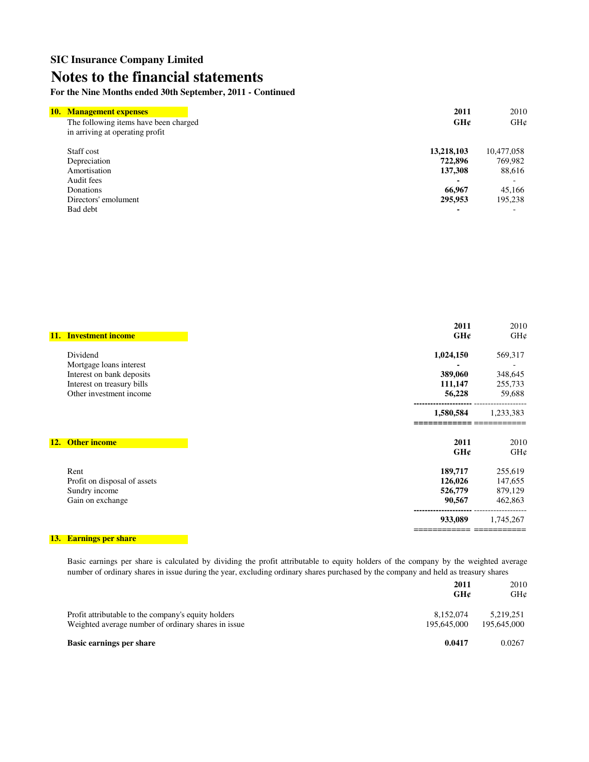## SIC Insurance Company Limited

# Notes to the financial statements

**For the Nine Months ended 30th September, 2011 - Continued**

### 10. Management expenses

| The following items have been charged in arriving at operating profit | **2011 GH¢** | 2010 GH¢ |
|---|---|---|
| Staff cost | **13,218,103** | 10,477,058 |
| Depreciation | **722,896** | 769,982 |
| Amortisation | **137,308** | 88,616 |
| Audit fees | **-** | - |
| Donations | **66,967** | 45,166 |
| Directors' emolument | **295,953** | 195,238 |
| Bad debt | **-** | - |

### 11. Investment income

| | **2011 GH¢** | 2010 GH¢ |
|---|---|---|
| Dividend | **1,024,150** | 569,317 |
| Mortgage loans interest | **-** | - |
| Interest on bank deposits | **389,060** | 348,645 |
| Interest on treasury bills | **111,147** | 255,733 |
| Other investment income | **56,228** | 59,688 |
| | **1,580,584** | 1,233,383 |

### 12. Other income

| | **2011 GH¢** | 2010 GH¢ |
|---|---|---|
| Rent | **189,717** | 255,619 |
| Profit on disposal of assets | **126,026** | 147,655 |
| Sundry income | **526,779** | 879,129 |
| Gain on exchange | **90,567** | 462,863 |
| | **933,089** | 1,745,267 |

### 13. Earnings per share

Basic earnings per share is calculated by dividing the profit attributable to equity holders of the company by the weighted average number of ordinary shares in issue during the year, excluding ordinary shares purchased by the company and held as treasury shares

| | **2011 GH¢** | 2010 GH¢ |
|---|---|---|
| Profit attributable to the company's equity holders | 8,152,074 | 5,219,251 |
| Weighted average number of ordinary shares in issue | 195,645,000 | 195,645,000 |
| **Basic earnings per share** | **0.0417** | 0.0267 |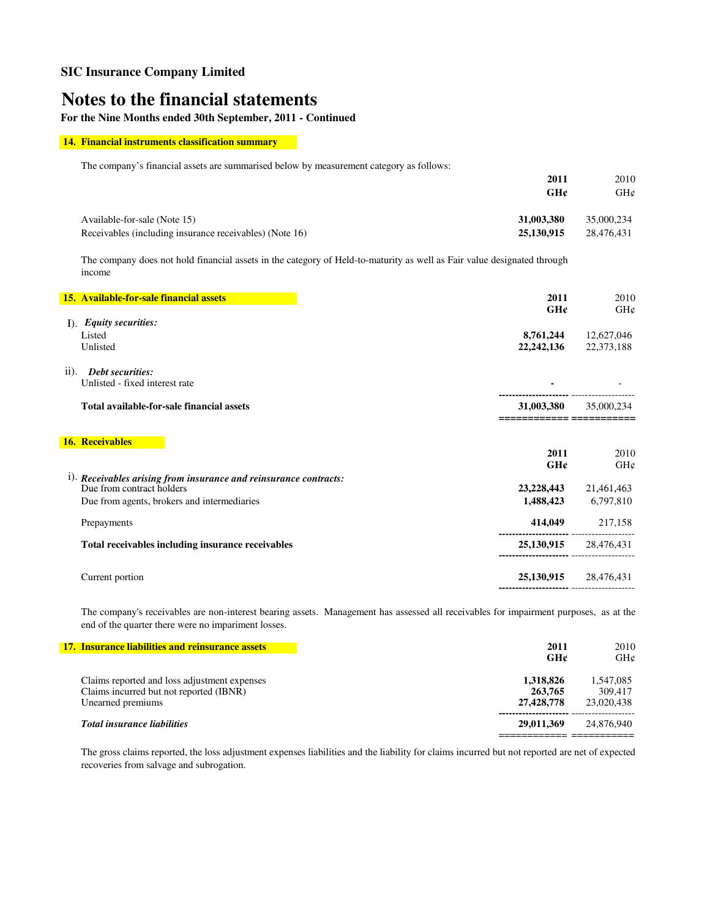**SIC Insurance Company Limited**

# Notes to the financial statements

**For the Nine Months ended 30th September, 2011 - Continued**

## 14. Financial instruments classification summary

The company's financial assets are summarised below by measurement category as follows:

| | **2011 GH¢** | 2010 GH¢ |
|---|---|---|
| Available-for-sale (Note 15) | **31,003,380** | 35,000,234 |
| Receivables (including insurance receivables) (Note 16) | **25,130,915** | 28,476,431 |

The company does not hold financial assets in the category of Held-to-maturity as well as Fair value designated through income

## 15. Available-for-sale financial assets

| | **2011 GH¢** | 2010 GH¢ |
|---|---|---|
| I). ***Equity securities:*** | | |
| Listed | **8,761,244** | 12,627,046 |
| Unlisted | **22,242,136** | 22,373,188 |
| ii). ***Debt securities:*** | | |
| Unlisted - fixed interest rate | **-** | - |
| **Total available-for-sale financial assets** | **31,003,380** | 35,000,234 |

## 16. Receivables

| | **2011 GH¢** | 2010 GH¢ |
|---|---|---|
| i). ***Receivables arising from insurance and reinsurance contracts:*** | | |
| Due from contract holders | **23,228,443** | 21,461,463 |
| Due from agents, brokers and intermediaries | **1,488,423** | 6,797,810 |
| Prepayments | **414,049** | 217,158 |
| **Total receivables including insurance receivables** | **25,130,915** | 28,476,431 |
| Current portion | **25,130,915** | 28,476,431 |

The company's receivables are non-interest bearing assets. Management has assessed all receivables for impairment purposes, as at the end of the quarter there were no impariment losses.

## 17. Insurance liabilities and reinsurance assets

| | **2011 GH¢** | 2010 GH¢ |
|---|---|---|
| Claims reported and loss adjustment expenses | **1,318,826** | 1,547,085 |
| Claims incurred but not reported (IBNR) | **263,765** | 309,417 |
| Unearned premiums | **27,428,778** | 23,020,438 |
| ***Total insurance liabilities*** | **29,011,369** | 24,876,940 |

The gross claims reported, the loss adjustment expenses liabilities and the liability for claims incurred but not reported are net of expected recoveries from salvage and subrogation.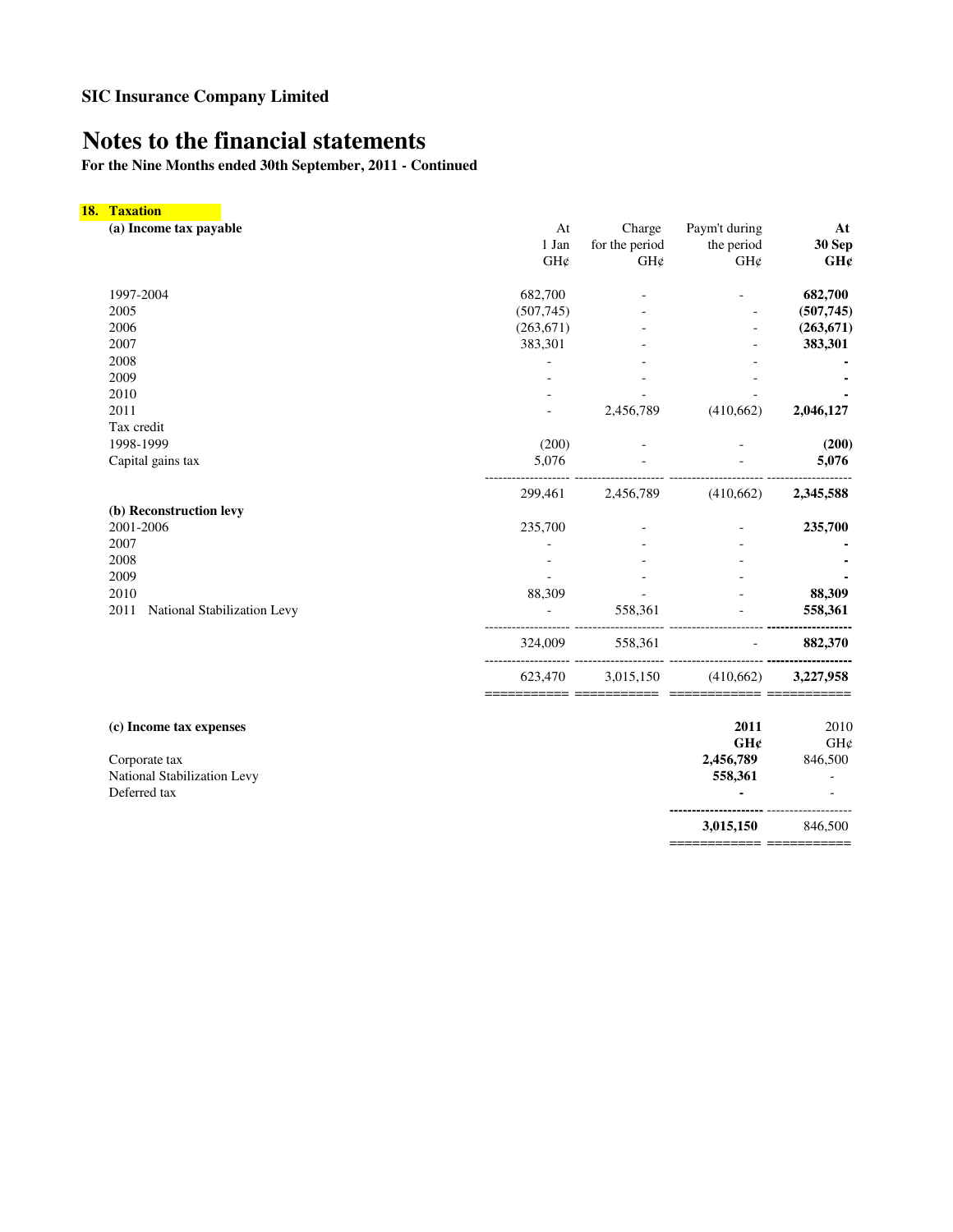**SIC Insurance Company Limited**

# Notes to the financial statements

**For the Nine Months ended 30th September, 2011 - Continued**

## 18. Taxation

| **(a) Income tax payable** | At 1 Jan GH¢ | Charge for the period GH¢ | Paym't during the period GH¢ | **At 30 Sep GH¢** |
|---|---|---|---|---|
| 1997-2004 | 682,700 | - | - | **682,700** |
| 2005 | (507,745) | - | - | **(507,745)** |
| 2006 | (263,671) | - | - | **(263,671)** |
| 2007 | 383,301 | - | - | **383,301** |
| 2008 | - | - | - | **-** |
| 2009 | - | - | - | **-** |
| 2010 | - | - | - | **-** |
| 2011 | - | 2,456,789 | (410,662) | **2,046,127** |
| Tax credit | | | | |
| 1998-1999 | (200) | - | - | **(200)** |
| Capital gains tax | 5,076 | - | - | **5,076** |
| | 299,461 | 2,456,789 | (410,662) | **2,345,588** |
| **(b) Reconstruction levy** | | | | |
| 2001-2006 | 235,700 | - | - | **235,700** |
| 2007 | - | - | - | **-** |
| 2008 | - | - | - | **-** |
| 2009 | - | - | - | **-** |
| 2010 | 88,309 | - | - | **88,309** |
| 2011 National Stabilization Levy | - | 558,361 | - | **558,361** |
| | 324,009 | 558,361 | - | **882,370** |
| | 623,470 | 3,015,150 | (410,662) | **3,227,958** |

| **(c) Income tax expenses** | **2011 GH¢** | 2010 GH¢ |
|---|---|---|
| Corporate tax | **2,456,789** | 846,500 |
| National Stabilization Levy | **558,361** | - |
| Deferred tax | **-** | - |
| | **3,015,150** | 846,500 |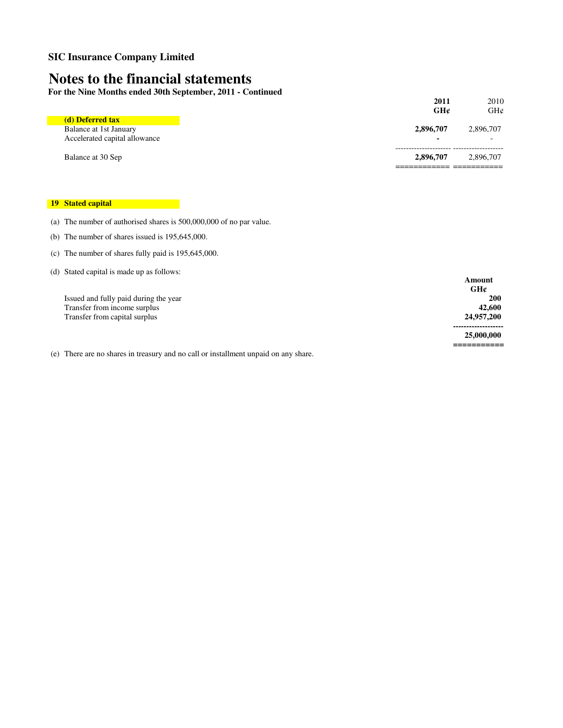**SIC Insurance Company Limited**

# Notes to the financial statements

**For the Nine Months ended 30th September, 2011 - Continued**

| | 2011 GH¢ | 2010 GH¢ |
|---|---|---|
| **(d) Deferred tax** | | |
| Balance at 1st January | **2,896,707** | 2,896,707 |
| Accelerated capital allowance | **-** | - |
| Balance at 30 Sep | **2,896,707** | 2,896,707 |

## 19 Stated capital

(a) The number of authorised shares is 500,000,000 of no par value.

(b) The number of shares issued is 195,645,000.

(c) The number of shares fully paid is 195,645,000.

(d) Stated capital is made up as follows:

| | Amount GH¢ |
|---|---|
| Issued and fully paid during the year | **200** |
| Transfer from income surplus | **42,600** |
| Transfer from capital surplus | **24,957,200** |
| | **25,000,000** |

(e) There are no shares in treasury and no call or installment unpaid on any share.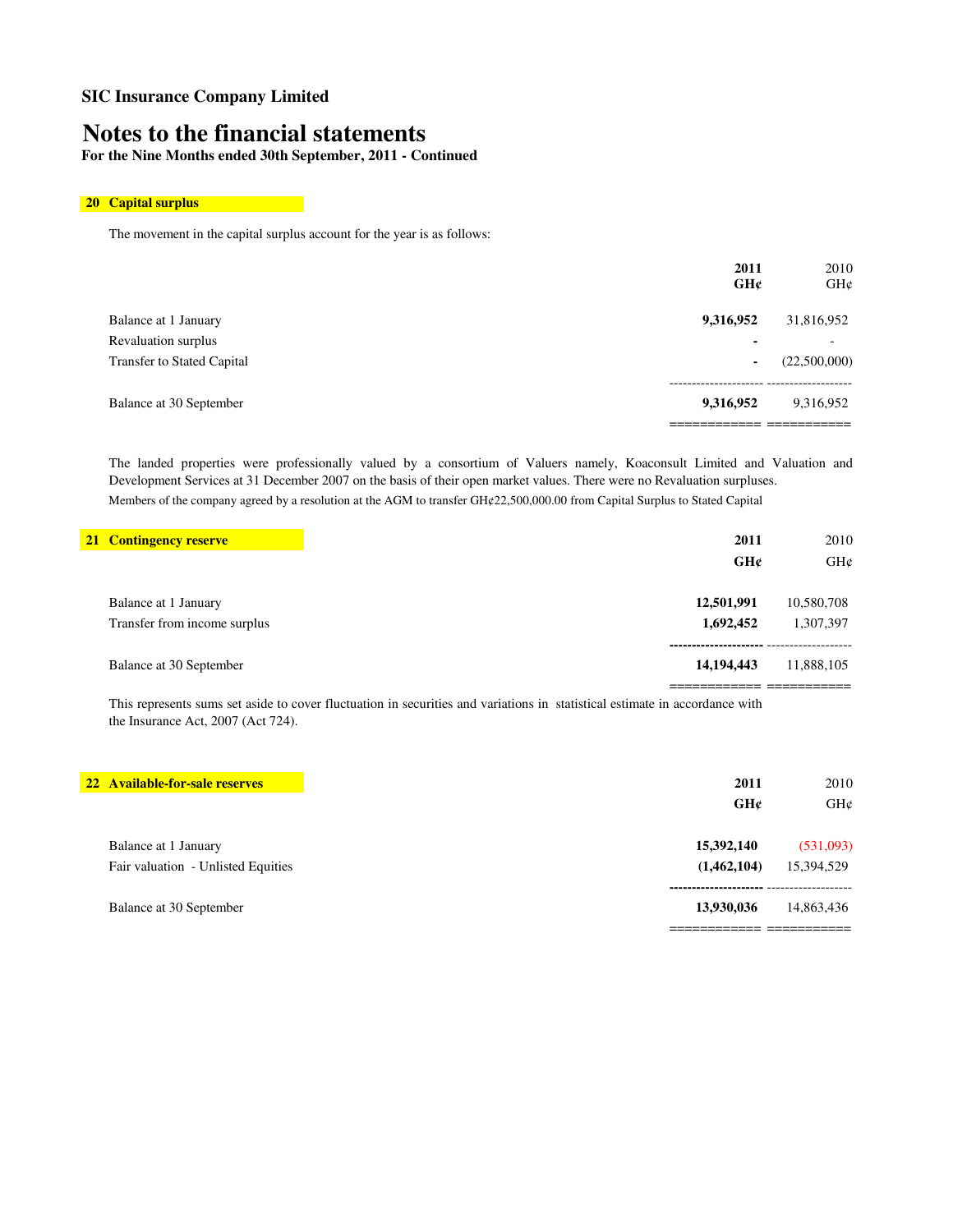**SIC Insurance Company Limited**

# Notes to the financial statements

**For the Nine Months ended 30th September, 2011 - Continued**

## 20 Capital surplus

The movement in the capital surplus account for the year is as follows:

| | **2011 GH¢** | 2010 GH¢ |
|---|---|---|
| Balance at 1 January | **9,316,952** | 31,816,952 |
| Revaluation surplus | **-** | - |
| Transfer to Stated Capital | **-** | (22,500,000) |
| Balance at 30 September | **9,316,952** | 9,316,952 |

The landed properties were professionally valued by a consortium of Valuers namely, Koaconsult Limited and Valuation and Development Services at 31 December 2007 on the basis of their open market values. There were no Revaluation surpluses.

Members of the company agreed by a resolution at the AGM to transfer GH¢22,500,000.00 from Capital Surplus to Stated Capital

## 21 Contingency reserve

| | **2011 GH¢** | 2010 GH¢ |
|---|---|---|
| Balance at 1 January | **12,501,991** | 10,580,708 |
| Transfer from income surplus | **1,692,452** | 1,307,397 |
| Balance at 30 September | **14,194,443** | 11,888,105 |

This represents sums set aside to cover fluctuation in securities and variations in statistical estimate in accordance with the Insurance Act, 2007 (Act 724).

## 22 Available-for-sale reserves

| | **2011 GH¢** | 2010 GH¢ |
|---|---|---|
| Balance at 1 January | **15,392,140** | (531,093) |
| Fair valuation - Unlisted Equities | **(1,462,104)** | 15,394,529 |
| Balance at 30 September | **13,930,036** | 14,863,436 |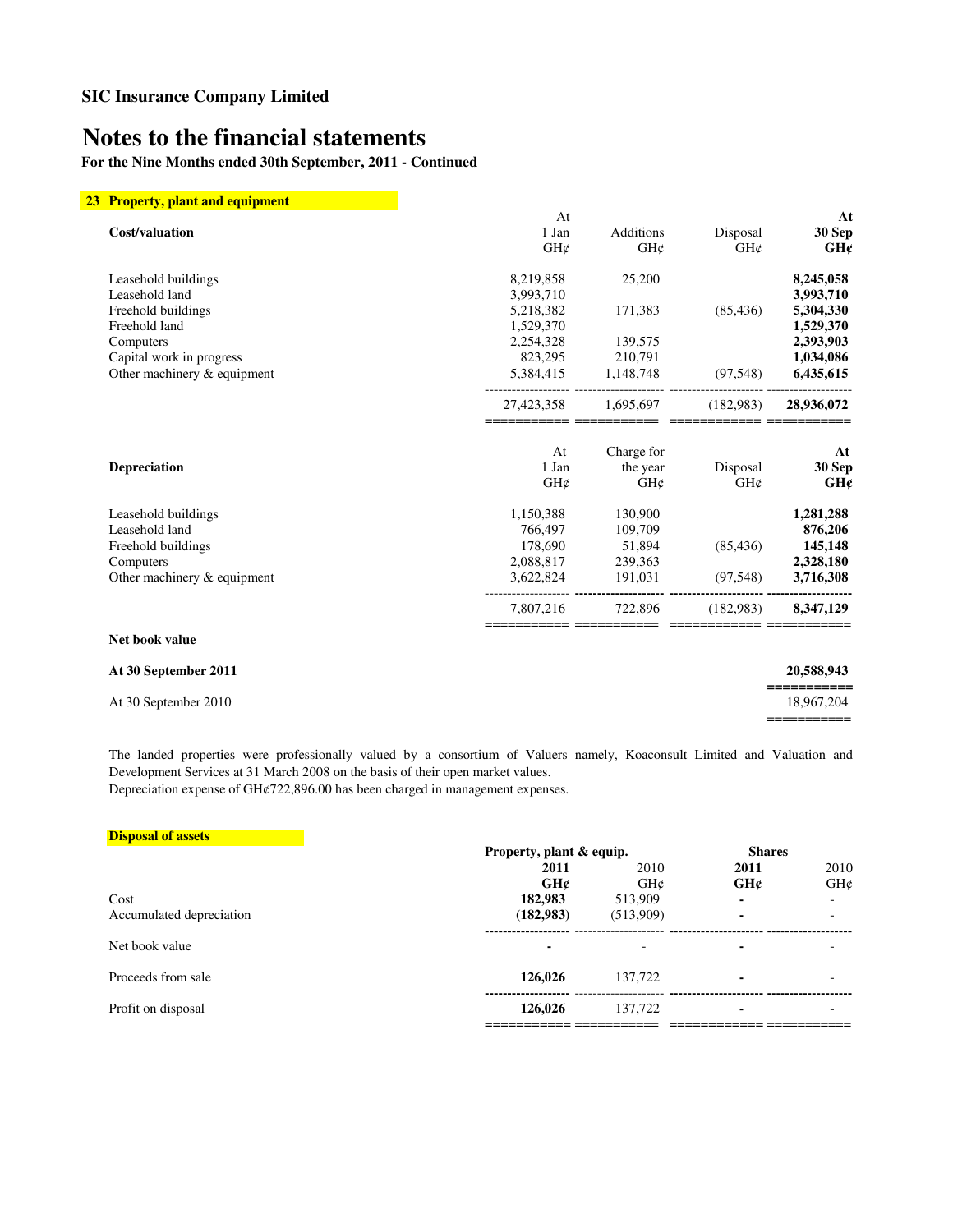**SIC Insurance Company Limited**

# Notes to the financial statements

**For the Nine Months ended 30th September, 2011 - Continued**

## 23 Property, plant and equipment

| **Cost/valuation** | At 1 Jan GH¢ | Additions GH¢ | Disposal GH¢ | **At 30 Sep GH¢** |
|---|---|---|---|---|
| Leasehold buildings | 8,219,858 | 25,200 | | **8,245,058** |
| Leasehold land | 3,993,710 | | | **3,993,710** |
| Freehold buildings | 5,218,382 | 171,383 | (85,436) | **5,304,330** |
| Freehold land | 1,529,370 | | | **1,529,370** |
| Computers | 2,254,328 | 139,575 | | **2,393,903** |
| Capital work in progress | 823,295 | 210,791 | | **1,034,086** |
| Other machinery & equipment | 5,384,415 | 1,148,748 | (97,548) | **6,435,615** |
| | 27,423,358 | 1,695,697 | (182,983) | **28,936,072** |

| **Depreciation** | At 1 Jan GH¢ | Charge for the year GH¢ | Disposal GH¢ | **At 30 Sep GH¢** |
|---|---|---|---|---|
| Leasehold buildings | 1,150,388 | 130,900 | | **1,281,288** |
| Leasehold land | 766,497 | 109,709 | | **876,206** |
| Freehold buildings | 178,690 | 51,894 | (85,436) | **145,148** |
| Computers | 2,088,817 | 239,363 | | **2,328,180** |
| Other machinery & equipment | 3,622,824 | 191,031 | (97,548) | **3,716,308** |
| | 7,807,216 | 722,896 | (182,983) | **8,347,129** |

| **Net book value** | |
|---|---|
| **At 30 September 2011** | **20,588,943** |
| At 30 September 2010 | 18,967,204 |

The landed properties were professionally valued by a consortium of Valuers namely, Koaconsult Limited and Valuation and Development Services at 31 March 2008 on the basis of their open market values.
Depreciation expense of GH¢722,896.00 has been charged in management expenses.

### Disposal of assets

| | **Property, plant & equip.** | | **Shares** | |
|---|---|---|---|---|
| | **2011 GH¢** | 2010 GH¢ | **2011 GH¢** | 2010 GH¢ |
| Cost | **182,983** | 513,909 | **-** | - |
| Accumulated depreciation | **(182,983)** | (513,909) | **-** | - |
| Net book value | **-** | - | **-** | - |
| Proceeds from sale | **126,026** | 137,722 | **-** | - |
| Profit on disposal | **126,026** | 137,722 | **-** | - |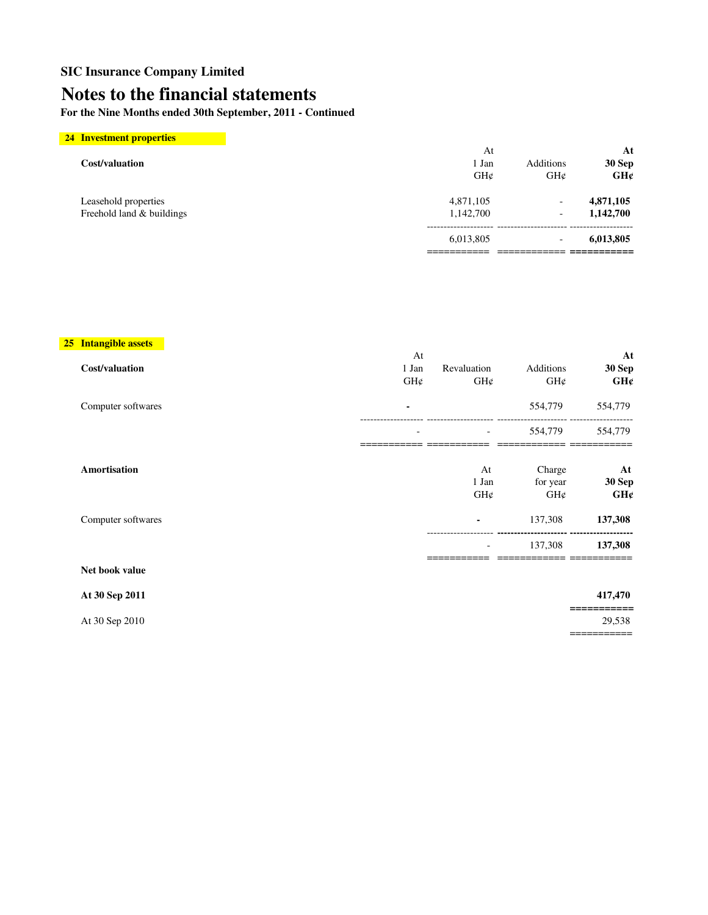**SIC Insurance Company Limited**

# Notes to the financial statements

**For the Nine Months ended 30th September, 2011 - Continued**

## 24 Investment properties

| Cost/valuation | At 1 Jan GH¢ | Additions GH¢ | At 30 Sep GH¢ |
|---|---|---|---|
| Leasehold properties | 4,871,105 | - | **4,871,105** |
| Freehold land & buildings | 1,142,700 | - | **1,142,700** |
| | 6,013,805 | - | **6,013,805** |

## 25 Intangible assets

| Cost/valuation | At 1 Jan GH¢ | Revaluation GH¢ | Additions GH¢ | At 30 Sep GH¢ |
|---|---|---|---|---|
| Computer softwares | **-** | | 554,779 | 554,779 |
| | - | - | 554,779 | 554,779 |

| Amortisation | At 1 Jan GH¢ | Charge for year GH¢ | At 30 Sep GH¢ |
|---|---|---|---|
| Computer softwares | **-** | 137,308 | **137,308** |
| | - | 137,308 | **137,308** |

| Net book value | |
|---|---|
| **At 30 Sep 2011** | **417,470** |
| At 30 Sep 2010 | 29,538 |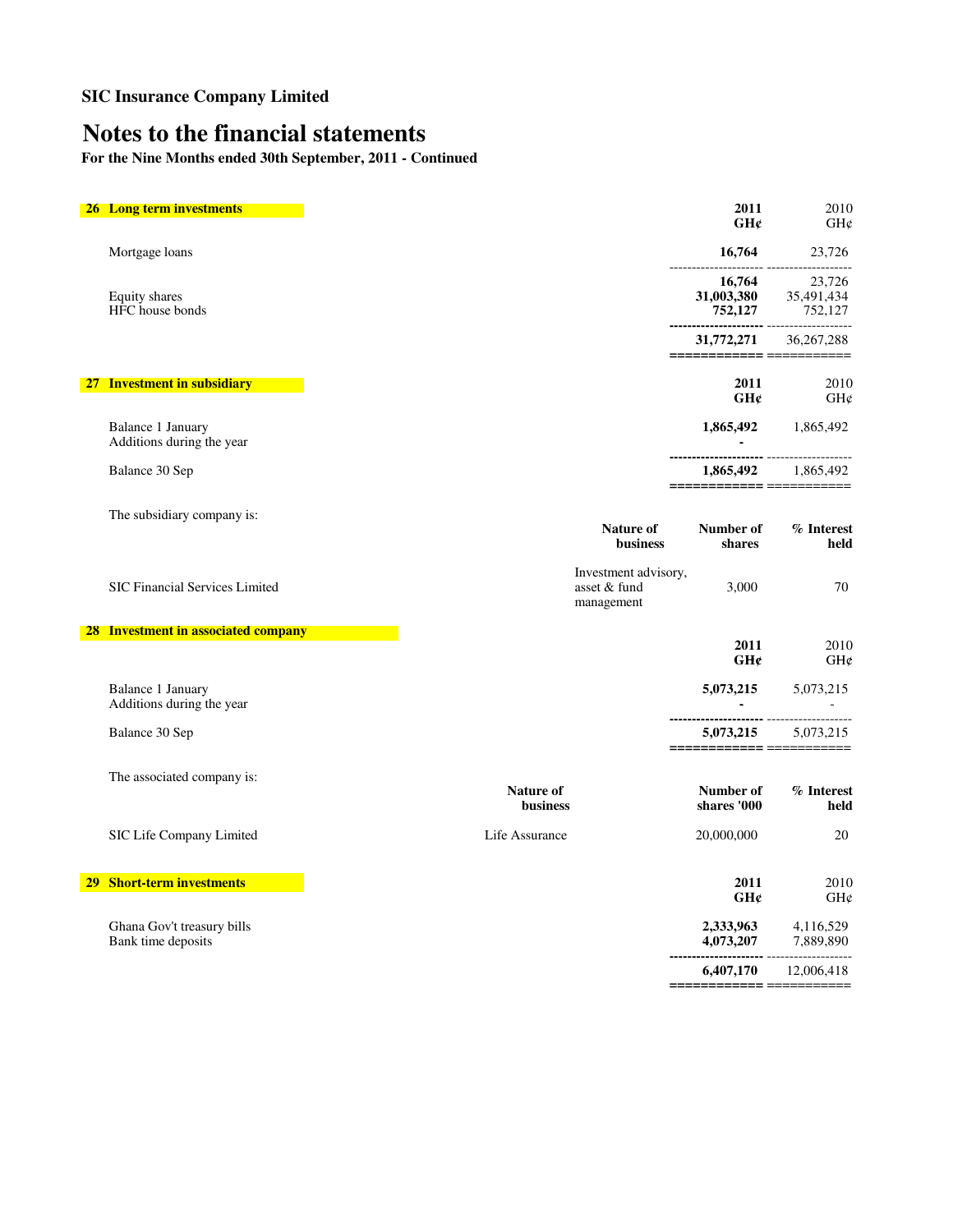**SIC Insurance Company Limited**

# Notes to the financial statements

**For the Nine Months ended 30th September, 2011 - Continued**

## 26 Long term investments

| | 2011 GH¢ | 2010 GH¢ |
|---|---|---|
| Mortgage loans | **16,764** | 23,726 |
| | **16,764** | 23,726 |
| Equity shares | **31,003,380** | 35,491,434 |
| HFC house bonds | **752,127** | 752,127 |
| | **31,772,271** | 36,267,288 |

## 27 Investment in subsidiary

| | 2011 GH¢ | 2010 GH¢ |
|---|---|---|
| Balance 1 January | **1,865,492** | 1,865,492 |
| Additions during the year | **-** | |
| Balance 30 Sep | **1,865,492** | 1,865,492 |

The subsidiary company is:

| | Nature of business | Number of shares | % Interest held |
|---|---|---|---|
| SIC Financial Services Limited | Investment advisory, asset & fund management | 3,000 | 70 |

## 28 Investment in associated company

| | 2011 GH¢ | 2010 GH¢ |
|---|---|---|
| Balance 1 January | **5,073,215** | 5,073,215 |
| Additions during the year | **-** | - |
| Balance 30 Sep | **5,073,215** | 5,073,215 |

The associated company is:

| | Nature of business | Number of shares '000 | % Interest held |
|---|---|---|---|
| SIC Life Company Limited | Life Assurance | 20,000,000 | 20 |

## 29 Short-term investments

| | 2011 GH¢ | 2010 GH¢ |
|---|---|---|
| Ghana Gov't treasury bills | **2,333,963** | 4,116,529 |
| Bank time deposits | **4,073,207** | 7,889,890 |
| | **6,407,170** | 12,006,418 |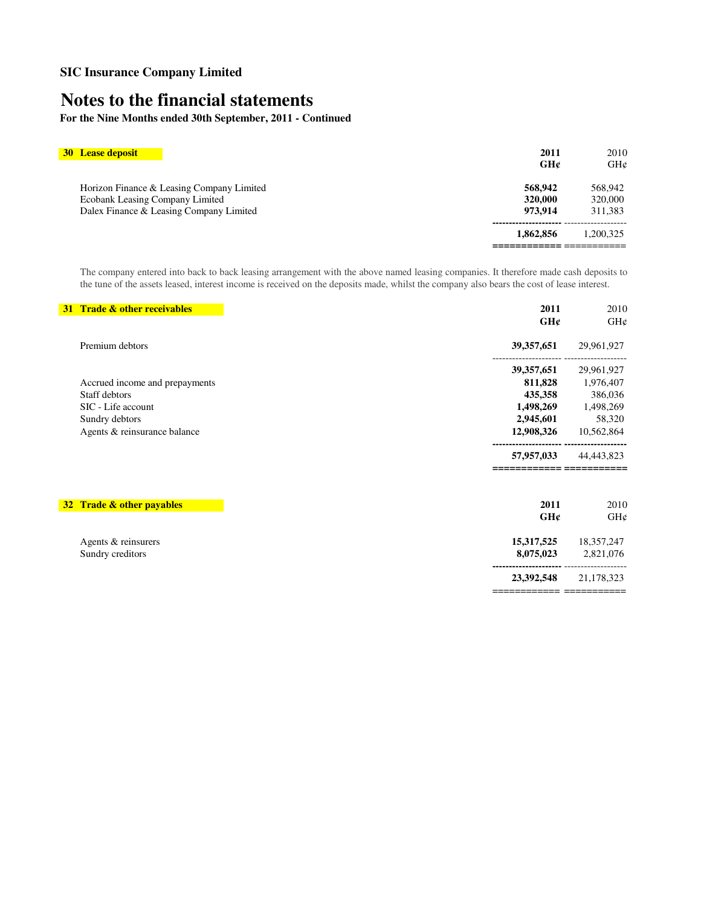**SIC Insurance Company Limited**

# Notes to the financial statements

**For the Nine Months ended 30th September, 2011 - Continued**

## 30 Lease deposit

| | 2011 GH¢ | 2010 GH¢ |
|---|---|---|
| Horizon Finance & Leasing Company Limited | **568,942** | 568,942 |
| Ecobank Leasing Company Limited | **320,000** | 320,000 |
| Dalex Finance & Leasing Company Limited | **973,914** | 311,383 |
| | **1,862,856** | 1,200,325 |

The company entered into back to back leasing arrangement with the above named leasing companies. It therefore made cash deposits to the tune of the assets leased, interest income is received on the deposits made, whilst the company also bears the cost of lease interest.

## 31 Trade & other receivables

| | 2011 GH¢ | 2010 GH¢ |
|---|---|---|
| Premium debtors | **39,357,651** | 29,961,927 |
| | **39,357,651** | 29,961,927 |
| Accrued income and prepayments | **811,828** | 1,976,407 |
| Staff debtors | **435,358** | 386,036 |
| SIC - Life account | **1,498,269** | 1,498,269 |
| Sundry debtors | **2,945,601** | 58,320 |
| Agents & reinsurance balance | **12,908,326** | 10,562,864 |
| | **57,957,033** | 44,443,823 |

## 32 Trade & other payables

| | 2011 GH¢ | 2010 GH¢ |
|---|---|---|
| Agents & reinsurers | **15,317,525** | 18,357,247 |
| Sundry creditors | **8,075,023** | 2,821,076 |
| | **23,392,548** | 21,178,323 |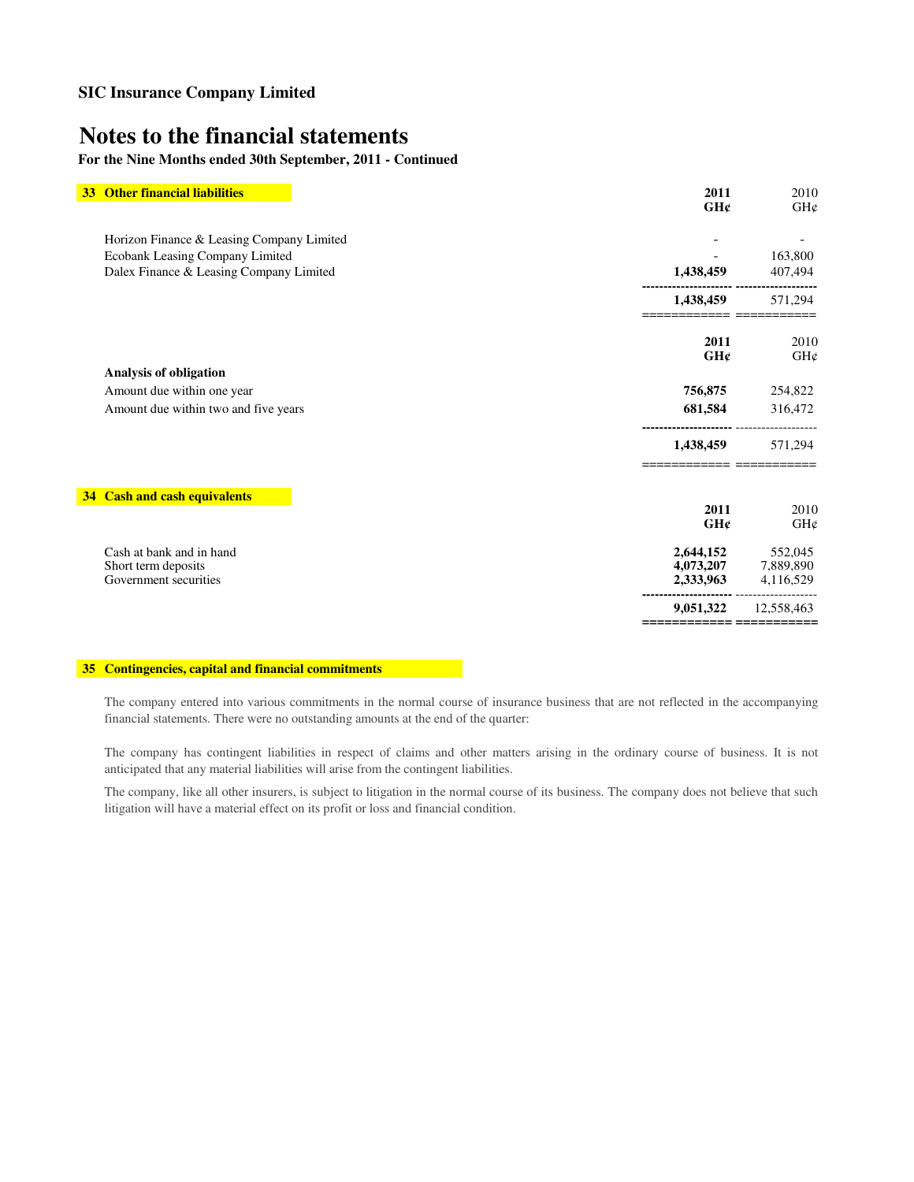**SIC Insurance Company Limited**

# Notes to the financial statements

**For the Nine Months ended 30th September, 2011 - Continued**

## 33 Other financial liabilities

| | 2011 GH¢ | 2010 GH¢ |
|---|---|---|
| Horizon Finance & Leasing Company Limited | - | - |
| Ecobank Leasing Company Limited | - | 163,800 |
| Dalex Finance & Leasing Company Limited | **1,438,459** | 407,494 |
| | **1,438,459** | 571,294 |

| | 2011 GH¢ | 2010 GH¢ |
|---|---|---|
| **Analysis of obligation** | | |
| Amount due within one year | **756,875** | 254,822 |
| Amount due within two and five years | **681,584** | 316,472 |
| | **1,438,459** | 571,294 |

## 34 Cash and cash equivalents

| | 2011 GH¢ | 2010 GH¢ |
|---|---|---|
| Cash at bank and in hand | **2,644,152** | 552,045 |
| Short term deposits | **4,073,207** | 7,889,890 |
| Government securities | **2,333,963** | 4,116,529 |
| | **9,051,322** | 12,558,463 |

## 35 Contingencies, capital and financial commitments

The company entered into various commitments in the normal course of insurance business that are not reflected in the accompanying financial statements. There were no outstanding amounts at the end of the quarter:

The company has contingent liabilities in respect of claims and other matters arising in the ordinary course of business. It is not anticipated that any material liabilities will arise from the contingent liabilities.

The company, like all other insurers, is subject to litigation in the normal course of its business. The company does not believe that such litigation will have a material effect on its profit or loss and financial condition.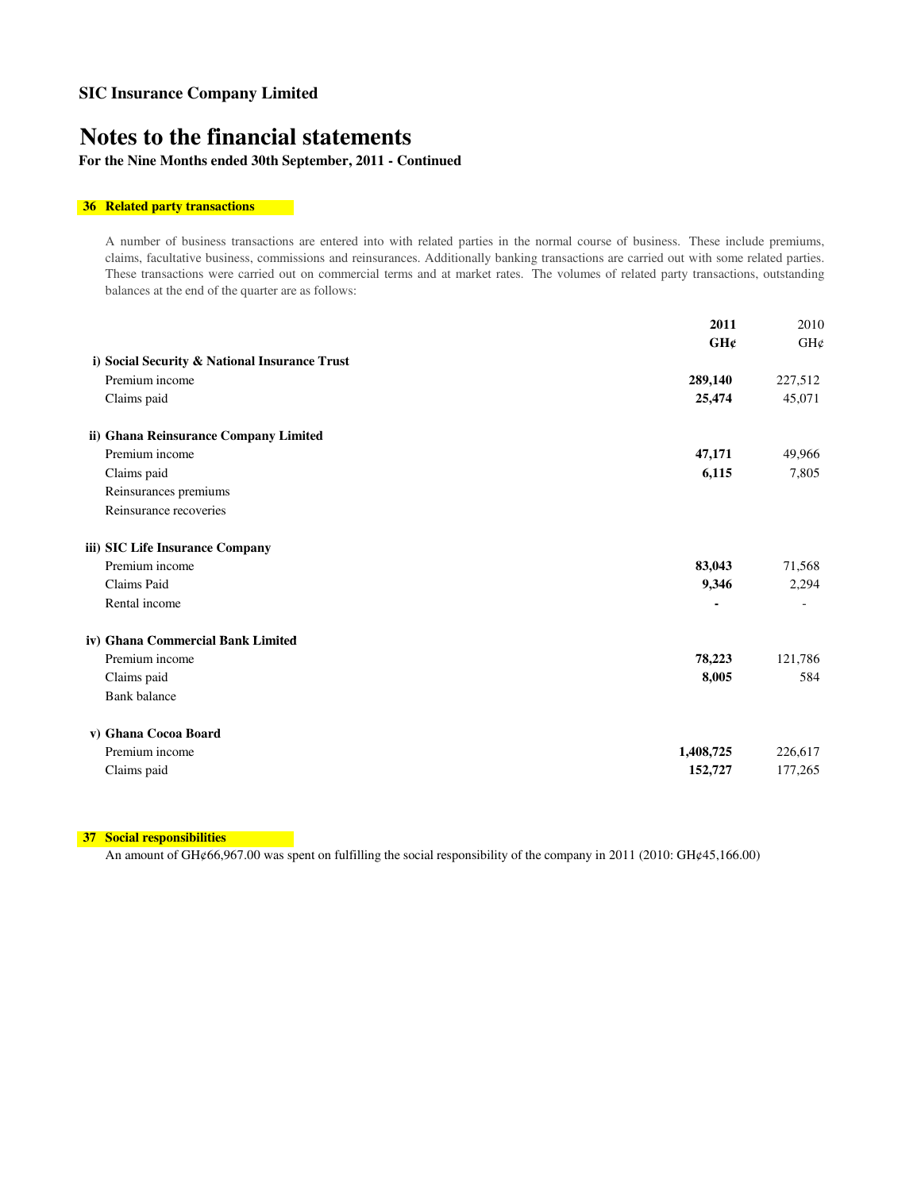**SIC Insurance Company Limited**

# Notes to the financial statements

**For the Nine Months ended 30th September, 2011 - Continued**

## 36 Related party transactions

A number of business transactions are entered into with related parties in the normal course of business. These include premiums, claims, facultative business, commissions and reinsurances. Additionally banking transactions are carried out with some related parties. These transactions were carried out on commercial terms and at market rates. The volumes of related party transactions, outstanding balances at the end of the quarter are as follows:

| | **2011** | 2010 |
|---|---|---|
| | **GH¢** | GH¢ |
| **i) Social Security & National Insurance Trust** | | |
| Premium income | **289,140** | 227,512 |
| Claims paid | **25,474** | 45,071 |
| **ii) Ghana Reinsurance Company Limited** | | |
| Premium income | **47,171** | 49,966 |
| Claims paid | **6,115** | 7,805 |
| Reinsurances premiums | | |
| Reinsurance recoveries | | |
| **iii) SIC Life Insurance Company** | | |
| Premium income | **83,043** | 71,568 |
| Claims Paid | **9,346** | 2,294 |
| Rental income | **-** | - |
| **iv) Ghana Commercial Bank Limited** | | |
| Premium income | **78,223** | 121,786 |
| Claims paid | **8,005** | 584 |
| Bank balance | | |
| **v) Ghana Cocoa Board** | | |
| Premium income | **1,408,725** | 226,617 |
| Claims paid | **152,727** | 177,265 |

## 37 Social responsibilities

An amount of GH¢66,967.00 was spent on fulfilling the social responsibility of the company in 2011 (2010: GH¢45,166.00)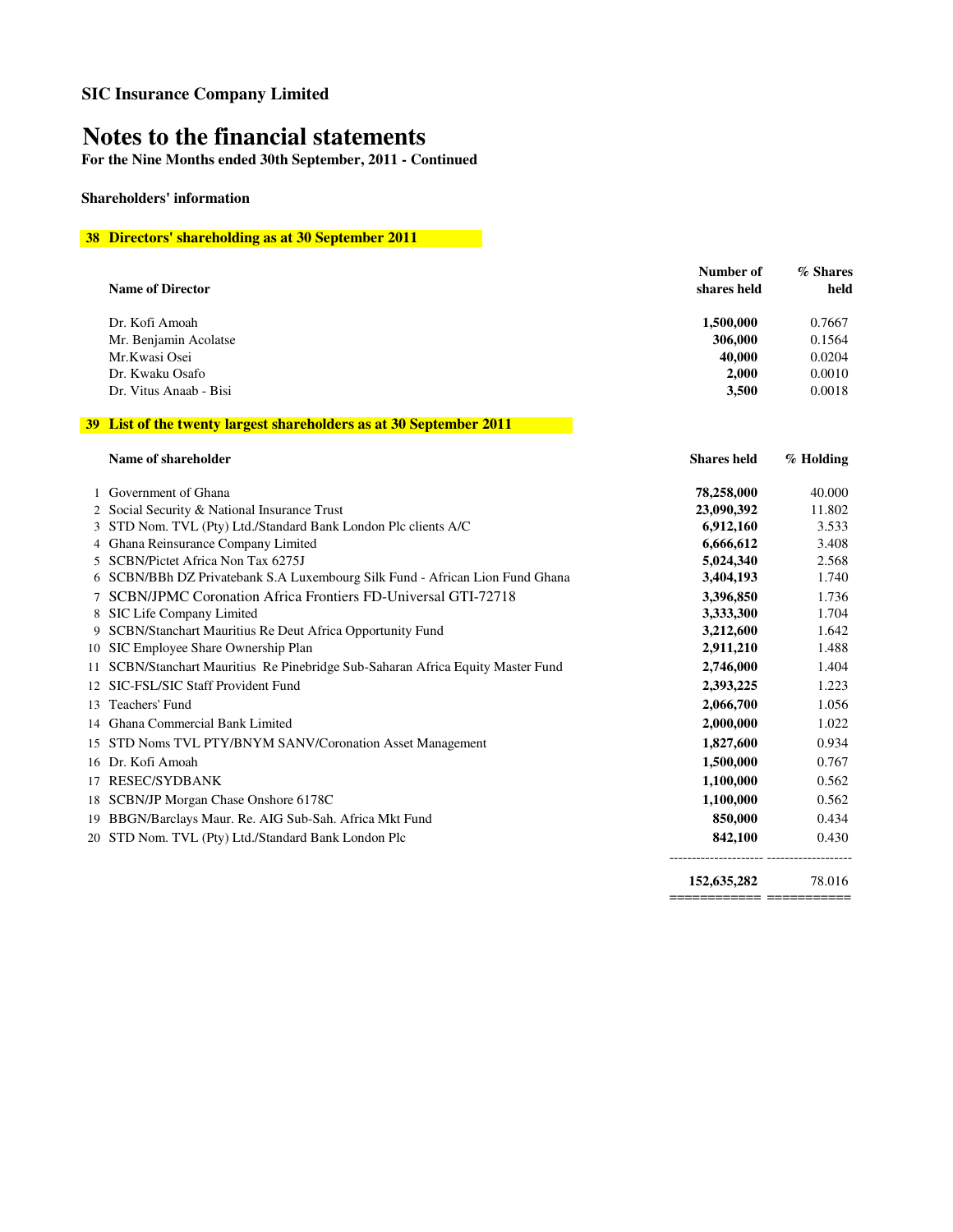**SIC Insurance Company Limited**

# Notes to the financial statements

**For the Nine Months ended 30th September, 2011 - Continued**

**Shareholders' information**

## 38 Directors' shareholding as at 30 September 2011

| Name of Director | Number of shares held | % Shares held |
|---|---|---|
| Dr. Kofi Amoah | **1,500,000** | 0.7667 |
| Mr. Benjamin Acolatse | **306,000** | 0.1564 |
| Mr.Kwasi Osei | **40,000** | 0.0204 |
| Dr. Kwaku Osafo | **2,000** | 0.0010 |
| Dr. Vitus Anaab - Bisi | **3,500** | 0.0018 |

## 39 List of the twenty largest shareholders as at 30 September 2011

| | Name of shareholder | Shares held | % Holding |
|---|---|---|---|
| 1 | Government of Ghana | **78,258,000** | 40.000 |
| 2 | Social Security & National Insurance Trust | **23,090,392** | 11.802 |
| 3 | STD Nom. TVL (Pty) Ltd./Standard Bank London Plc clients A/C | **6,912,160** | 3.533 |
| 4 | Ghana Reinsurance Company Limited | **6,666,612** | 3.408 |
| 5 | SCBN/Pictet Africa Non Tax 6275J | **5,024,340** | 2.568 |
| 6 | SCBN/BBh DZ Privatebank S.A Luxembourg Silk Fund - African Lion Fund Ghana | **3,404,193** | 1.740 |
| 7 | SCBN/JPMC Coronation Africa Frontiers FD-Universal GTI-72718 | **3,396,850** | 1.736 |
| 8 | SIC Life Company Limited | **3,333,300** | 1.704 |
| 9 | SCBN/Stanchart Mauritius Re Deut Africa Opportunity Fund | **3,212,600** | 1.642 |
| 10 | SIC Employee Share Ownership Plan | **2,911,210** | 1.488 |
| 11 | SCBN/Stanchart Mauritius Re Pinebridge Sub-Saharan Africa Equity Master Fund | **2,746,000** | 1.404 |
| 12 | SIC-FSL/SIC Staff Provident Fund | **2,393,225** | 1.223 |
| 13 | Teachers' Fund | **2,066,700** | 1.056 |
| 14 | Ghana Commercial Bank Limited | **2,000,000** | 1.022 |
| 15 | STD Noms TVL PTY/BNYM SANV/Coronation Asset Management | **1,827,600** | 0.934 |
| 16 | Dr. Kofi Amoah | **1,500,000** | 0.767 |
| 17 | RESEC/SYDBANK | **1,100,000** | 0.562 |
| 18 | SCBN/JP Morgan Chase Onshore 6178C | **1,100,000** | 0.562 |
| 19 | BBGN/Barclays Maur. Re. AIG Sub-Sah. Africa Mkt Fund | **850,000** | 0.434 |
| 20 | STD Nom. TVL (Pty) Ltd./Standard Bank London Plc | **842,100** | 0.430 |
| | | **152,635,282** | 78.016 |